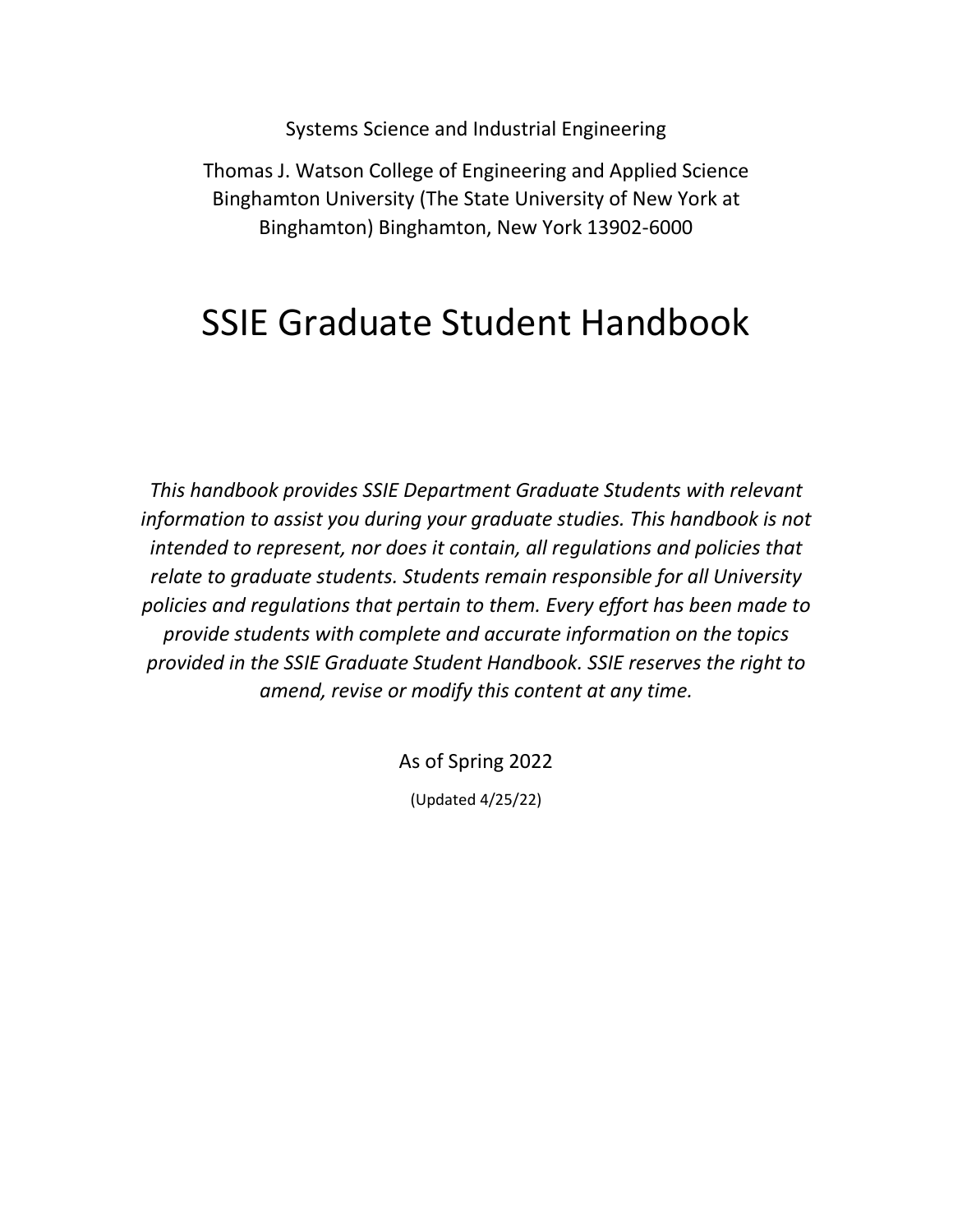Systems Science and Industrial Engineering

Thomas J. Watson College of Engineering and Applied Science
Binghamton University (The State University of New York at Binghamton) Binghamton, New York 13902-6000

# SSIE Graduate Student Handbook

*This handbook provides SSIE Department Graduate Students with relevant information to assist you during your graduate studies. This handbook is not intended to represent, nor does it contain, all regulations and policies that relate to graduate students. Students remain responsible for all University policies and regulations that pertain to them. Every effort has been made to provide students with complete and accurate information on the topics provided in the SSIE Graduate Student Handbook. SSIE reserves the right to amend, revise or modify this content at any time.*

As of Spring 2022

(Updated 4/25/22)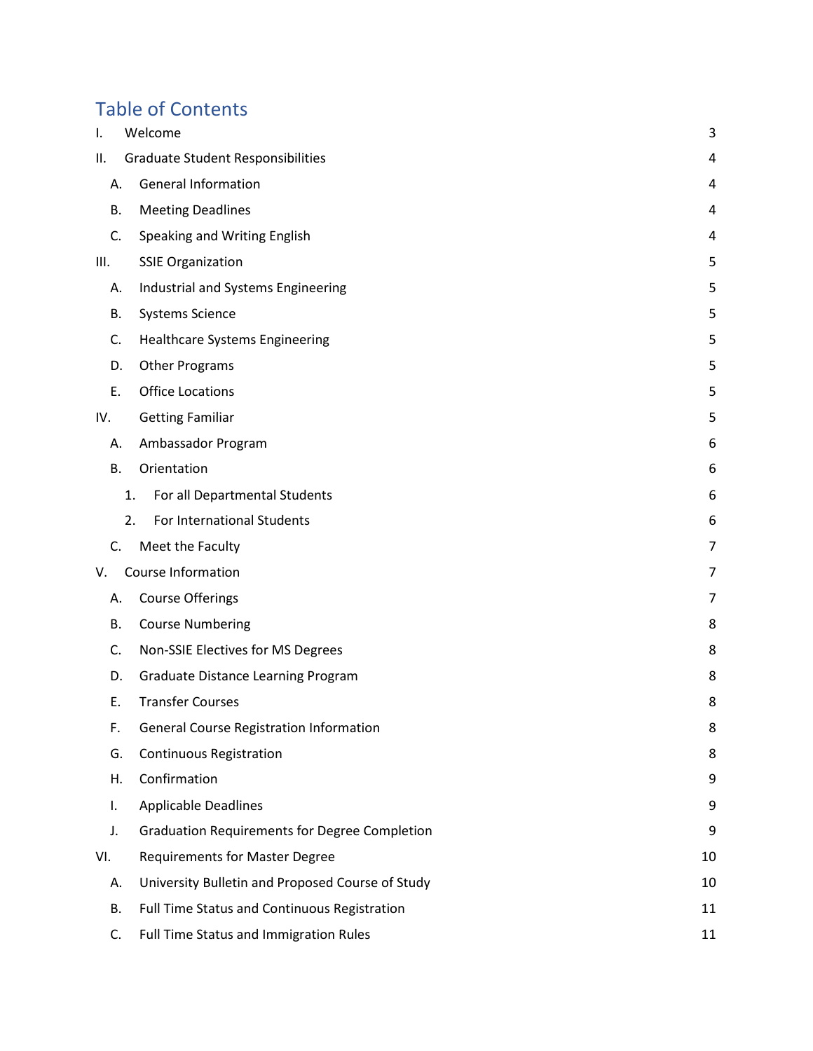# Table of Contents

- I. Welcome 3
- II. Graduate Student Responsibilities 4
  - A. General Information 4
  - B. Meeting Deadlines 4
  - C. Speaking and Writing English 4
- III. SSIE Organization 5
  - A. Industrial and Systems Engineering 5
  - B. Systems Science 5
  - C. Healthcare Systems Engineering 5
  - D. Other Programs 5
  - E. Office Locations 5
- IV. Getting Familiar 5
  - A. Ambassador Program 6
  - B. Orientation 6
    - 1. For all Departmental Students 6
    - 2. For International Students 6
  - C. Meet the Faculty 7
- V. Course Information 7
  - A. Course Offerings 7
  - B. Course Numbering 8
  - C. Non-SSIE Electives for MS Degrees 8
  - D. Graduate Distance Learning Program 8
  - E. Transfer Courses 8
  - F. General Course Registration Information 8
  - G. Continuous Registration 8
  - H. Confirmation 9
  - I. Applicable Deadlines 9
  - J. Graduation Requirements for Degree Completion 9
- VI. Requirements for Master Degree 10
  - A. University Bulletin and Proposed Course of Study 10
  - B. Full Time Status and Continuous Registration 11
  - C. Full Time Status and Immigration Rules 11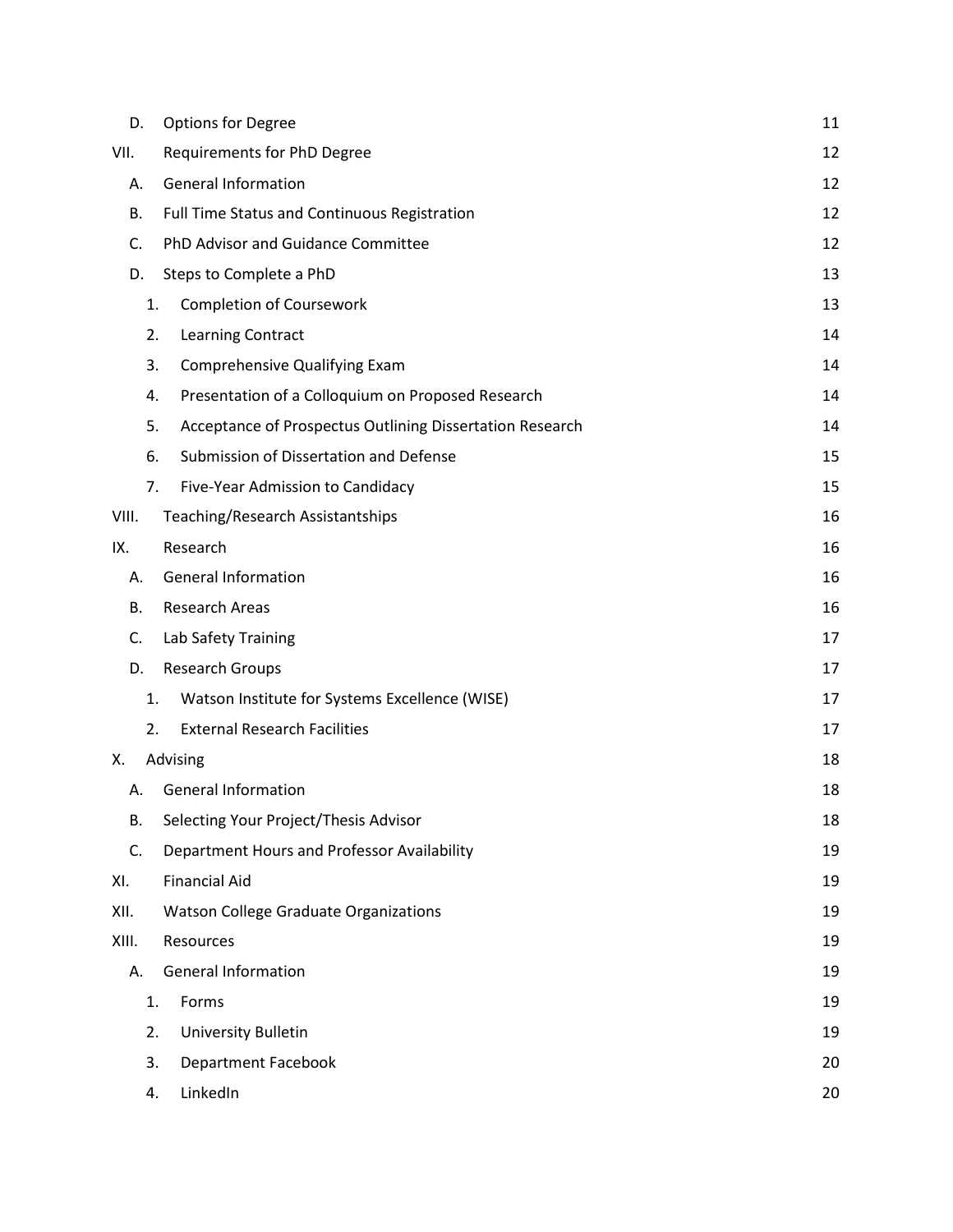| | | |
|---|---|---|
| D. | Options for Degree | 11 |
| VII. | Requirements for PhD Degree | 12 |
| A. | General Information | 12 |
| B. | Full Time Status and Continuous Registration | 12 |
| C. | PhD Advisor and Guidance Committee | 12 |
| D. | Steps to Complete a PhD | 13 |
| 1. | Completion of Coursework | 13 |
| 2. | Learning Contract | 14 |
| 3. | Comprehensive Qualifying Exam | 14 |
| 4. | Presentation of a Colloquium on Proposed Research | 14 |
| 5. | Acceptance of Prospectus Outlining Dissertation Research | 14 |
| 6. | Submission of Dissertation and Defense | 15 |
| 7. | Five-Year Admission to Candidacy | 15 |
| VIII. | Teaching/Research Assistantships | 16 |
| IX. | Research | 16 |
| A. | General Information | 16 |
| B. | Research Areas | 16 |
| C. | Lab Safety Training | 17 |
| D. | Research Groups | 17 |
| 1. | Watson Institute for Systems Excellence (WISE) | 17 |
| 2. | External Research Facilities | 17 |
| X. | Advising | 18 |
| A. | General Information | 18 |
| B. | Selecting Your Project/Thesis Advisor | 18 |
| C. | Department Hours and Professor Availability | 19 |
| XI. | Financial Aid | 19 |
| XII. | Watson College Graduate Organizations | 19 |
| XIII. | Resources | 19 |
| A. | General Information | 19 |
| 1. | Forms | 19 |
| 2. | University Bulletin | 19 |
| 3. | Department Facebook | 20 |
| 4. | LinkedIn | 20 |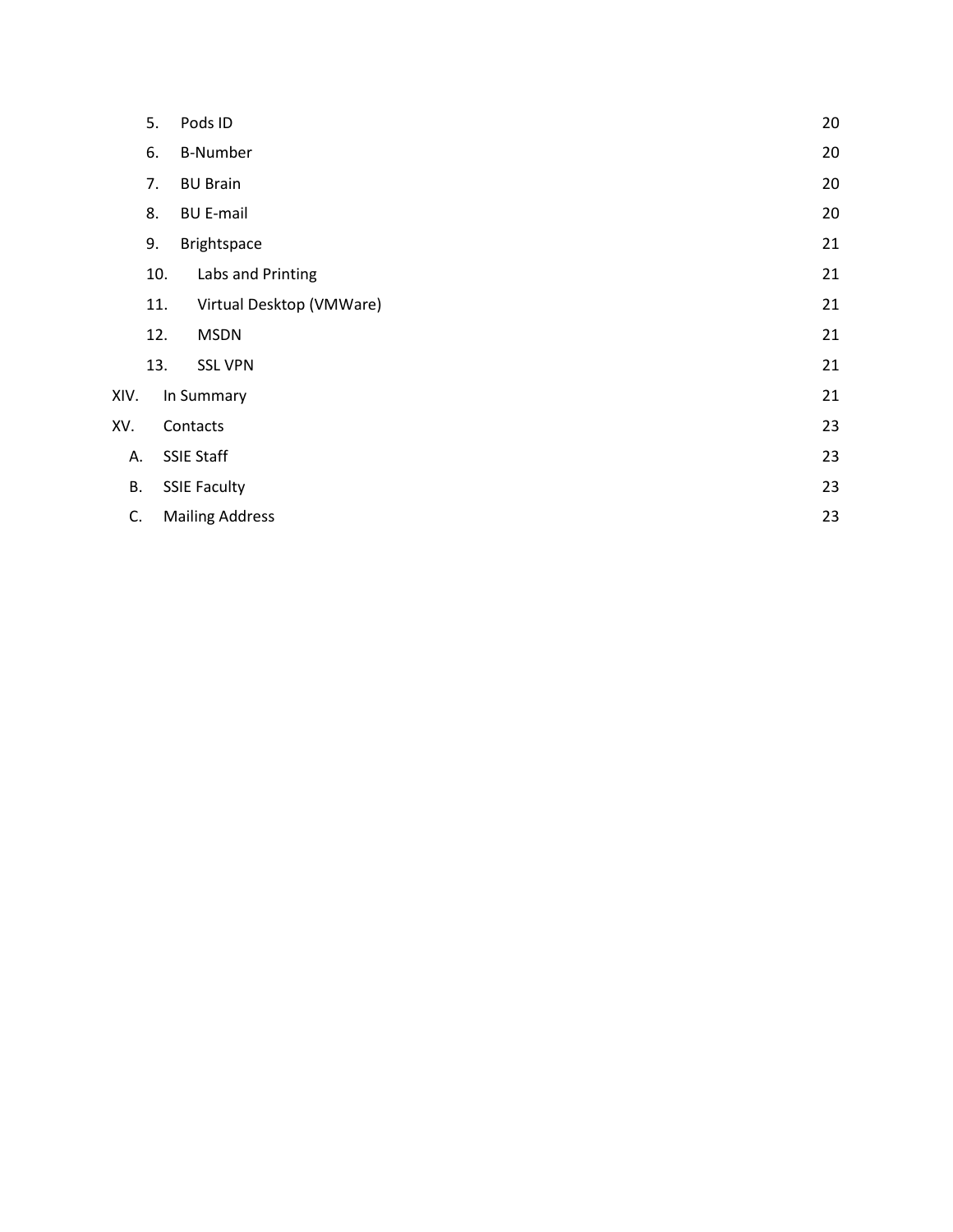5. Pods ID 20
6. B-Number 20
7. BU Brain 20
8. BU E-mail 20
9. Brightspace 21
10. Labs and Printing 21
11. Virtual Desktop (VMWare) 21
12. MSDN 21
13. SSL VPN 21

XIV. In Summary 21

XV. Contacts 23

A. SSIE Staff 23

B. SSIE Faculty 23

C. Mailing Address 23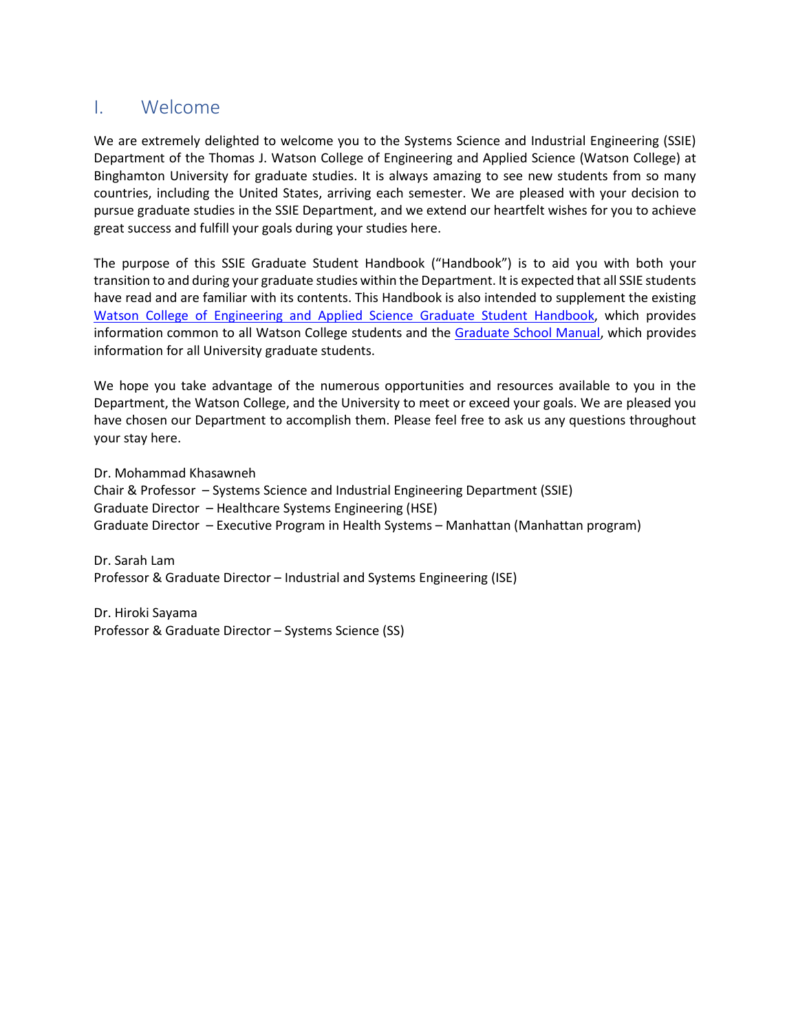# I. Welcome

We are extremely delighted to welcome you to the Systems Science and Industrial Engineering (SSIE) Department of the Thomas J. Watson College of Engineering and Applied Science (Watson College) at Binghamton University for graduate studies. It is always amazing to see new students from so many countries, including the United States, arriving each semester. We are pleased with your decision to pursue graduate studies in the SSIE Department, and we extend our heartfelt wishes for you to achieve great success and fulfill your goals during your studies here.

The purpose of this SSIE Graduate Student Handbook ("Handbook") is to aid you with both your transition to and during your graduate studies within the Department. It is expected that all SSIE students have read and are familiar with its contents. This Handbook is also intended to supplement the existing Watson College of Engineering and Applied Science Graduate Student Handbook, which provides information common to all Watson College students and the Graduate School Manual, which provides information for all University graduate students.

We hope you take advantage of the numerous opportunities and resources available to you in the Department, the Watson College, and the University to meet or exceed your goals. We are pleased you have chosen our Department to accomplish them. Please feel free to ask us any questions throughout your stay here.

Dr. Mohammad Khasawneh
Chair & Professor – Systems Science and Industrial Engineering Department (SSIE)
Graduate Director – Healthcare Systems Engineering (HSE)
Graduate Director – Executive Program in Health Systems – Manhattan (Manhattan program)

Dr. Sarah Lam
Professor & Graduate Director – Industrial and Systems Engineering (ISE)

Dr. Hiroki Sayama
Professor & Graduate Director – Systems Science (SS)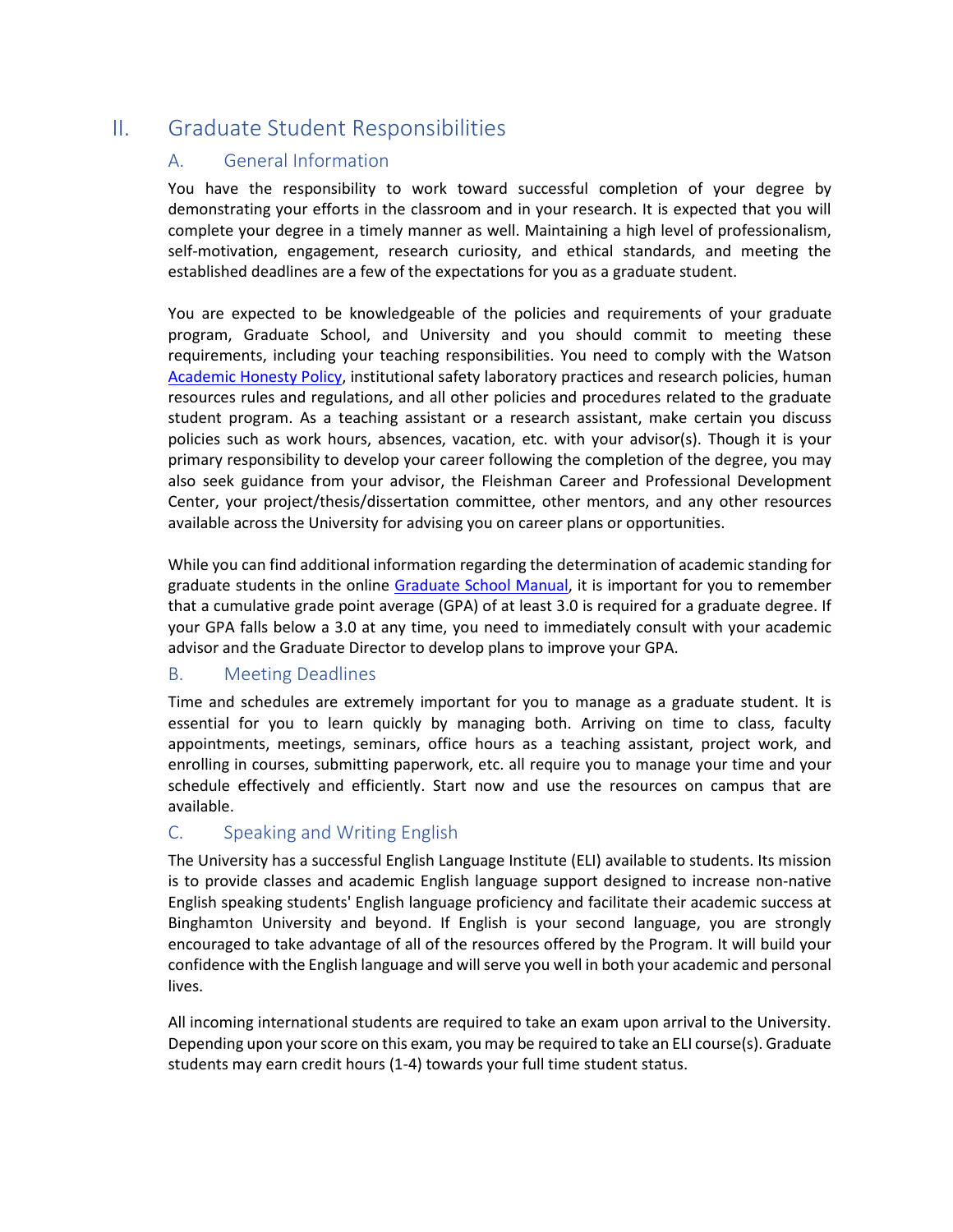# II. Graduate Student Responsibilities

## A. General Information

You have the responsibility to work toward successful completion of your degree by demonstrating your efforts in the classroom and in your research. It is expected that you will complete your degree in a timely manner as well. Maintaining a high level of professionalism, self-motivation, engagement, research curiosity, and ethical standards, and meeting the established deadlines are a few of the expectations for you as a graduate student.

You are expected to be knowledgeable of the policies and requirements of your graduate program, Graduate School, and University and you should commit to meeting these requirements, including your teaching responsibilities. You need to comply with the Watson Academic Honesty Policy, institutional safety laboratory practices and research policies, human resources rules and regulations, and all other policies and procedures related to the graduate student program. As a teaching assistant or a research assistant, make certain you discuss policies such as work hours, absences, vacation, etc. with your advisor(s). Though it is your primary responsibility to develop your career following the completion of the degree, you may also seek guidance from your advisor, the Fleishman Career and Professional Development Center, your project/thesis/dissertation committee, other mentors, and any other resources available across the University for advising you on career plans or opportunities.

While you can find additional information regarding the determination of academic standing for graduate students in the online Graduate School Manual, it is important for you to remember that a cumulative grade point average (GPA) of at least 3.0 is required for a graduate degree. If your GPA falls below a 3.0 at any time, you need to immediately consult with your academic advisor and the Graduate Director to develop plans to improve your GPA.

## B. Meeting Deadlines

Time and schedules are extremely important for you to manage as a graduate student. It is essential for you to learn quickly by managing both. Arriving on time to class, faculty appointments, meetings, seminars, office hours as a teaching assistant, project work, and enrolling in courses, submitting paperwork, etc. all require you to manage your time and your schedule effectively and efficiently. Start now and use the resources on campus that are available.

## C. Speaking and Writing English

The University has a successful English Language Institute (ELI) available to students. Its mission is to provide classes and academic English language support designed to increase non-native English speaking students' English language proficiency and facilitate their academic success at Binghamton University and beyond. If English is your second language, you are strongly encouraged to take advantage of all of the resources offered by the Program. It will build your confidence with the English language and will serve you well in both your academic and personal lives.

All incoming international students are required to take an exam upon arrival to the University. Depending upon your score on this exam, you may be required to take an ELI course(s). Graduate students may earn credit hours (1-4) towards your full time student status.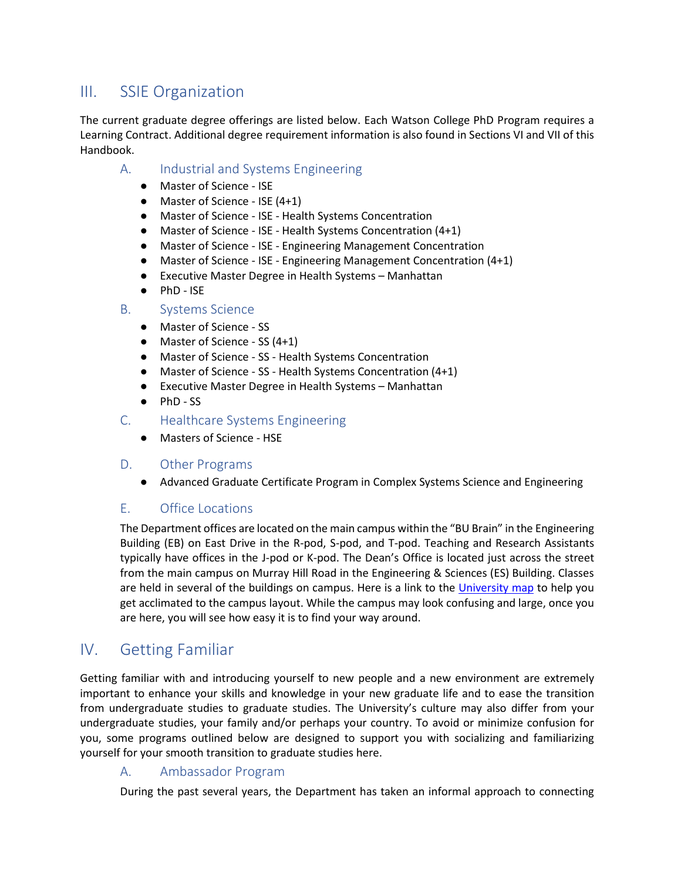## III. SSIE Organization

The current graduate degree offerings are listed below. Each Watson College PhD Program requires a Learning Contract. Additional degree requirement information is also found in Sections VI and VII of this Handbook.

### A. Industrial and Systems Engineering

- Master of Science - ISE
- Master of Science - ISE (4+1)
- Master of Science - ISE - Health Systems Concentration
- Master of Science - ISE - Health Systems Concentration (4+1)
- Master of Science - ISE - Engineering Management Concentration
- Master of Science - ISE - Engineering Management Concentration (4+1)
- Executive Master Degree in Health Systems – Manhattan
- PhD - ISE

### B. Systems Science

- Master of Science - SS
- Master of Science - SS (4+1)
- Master of Science - SS - Health Systems Concentration
- Master of Science - SS - Health Systems Concentration (4+1)
- Executive Master Degree in Health Systems – Manhattan
- PhD - SS

### C. Healthcare Systems Engineering

- Masters of Science - HSE

### D. Other Programs

- Advanced Graduate Certificate Program in Complex Systems Science and Engineering

### E. Office Locations

The Department offices are located on the main campus within the "BU Brain" in the Engineering Building (EB) on East Drive in the R-pod, S-pod, and T-pod. Teaching and Research Assistants typically have offices in the J-pod or K-pod. The Dean's Office is located just across the street from the main campus on Murray Hill Road in the Engineering & Sciences (ES) Building. Classes are held in several of the buildings on campus. Here is a link to the University map to help you get acclimated to the campus layout. While the campus may look confusing and large, once you are here, you will see how easy it is to find your way around.

## IV. Getting Familiar

Getting familiar with and introducing yourself to new people and a new environment are extremely important to enhance your skills and knowledge in your new graduate life and to ease the transition from undergraduate studies to graduate studies. The University's culture may also differ from your undergraduate studies, your family and/or perhaps your country. To avoid or minimize confusion for you, some programs outlined below are designed to support you with socializing and familiarizing yourself for your smooth transition to graduate studies here.

### A. Ambassador Program

During the past several years, the Department has taken an informal approach to connecting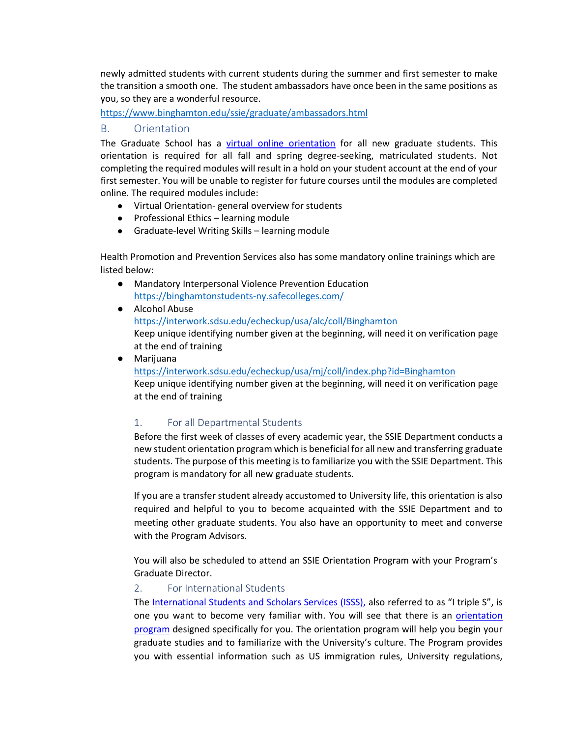newly admitted students with current students during the summer and first semester to make the transition a smooth one. The student ambassadors have once been in the same positions as you, so they are a wonderful resource.

https://www.binghamton.edu/ssie/graduate/ambassadors.html

## B. Orientation

The Graduate School has a virtual online orientation for all new graduate students. This orientation is required for all fall and spring degree-seeking, matriculated students. Not completing the required modules will result in a hold on your student account at the end of your first semester. You will be unable to register for future courses until the modules are completed online. The required modules include:

- Virtual Orientation- general overview for students
- Professional Ethics – learning module
- Graduate-level Writing Skills – learning module

Health Promotion and Prevention Services also has some mandatory online trainings which are listed below:

- Mandatory Interpersonal Violence Prevention Education
  https://binghamtonstudents-ny.safecolleges.com/
- Alcohol Abuse
  https://interwork.sdsu.edu/echeckup/usa/alc/coll/Binghamton
  Keep unique identifying number given at the beginning, will need it on verification page at the end of training
- Marijuana
  https://interwork.sdsu.edu/echeckup/usa/mj/coll/index.php?id=Binghamton
  Keep unique identifying number given at the beginning, will need it on verification page at the end of training

### 1. For all Departmental Students

Before the first week of classes of every academic year, the SSIE Department conducts a new student orientation program which is beneficial for all new and transferring graduate students. The purpose of this meeting is to familiarize you with the SSIE Department. This program is mandatory for all new graduate students.

If you are a transfer student already accustomed to University life, this orientation is also required and helpful to you to become acquainted with the SSIE Department and to meeting other graduate students. You also have an opportunity to meet and converse with the Program Advisors.

You will also be scheduled to attend an SSIE Orientation Program with your Program's Graduate Director.

### 2. For International Students

The International Students and Scholars Services (ISSS), also referred to as "I triple S", is one you want to become very familiar with. You will see that there is an orientation program designed specifically for you. The orientation program will help you begin your graduate studies and to familiarize with the University's culture. The Program provides you with essential information such as US immigration rules, University regulations,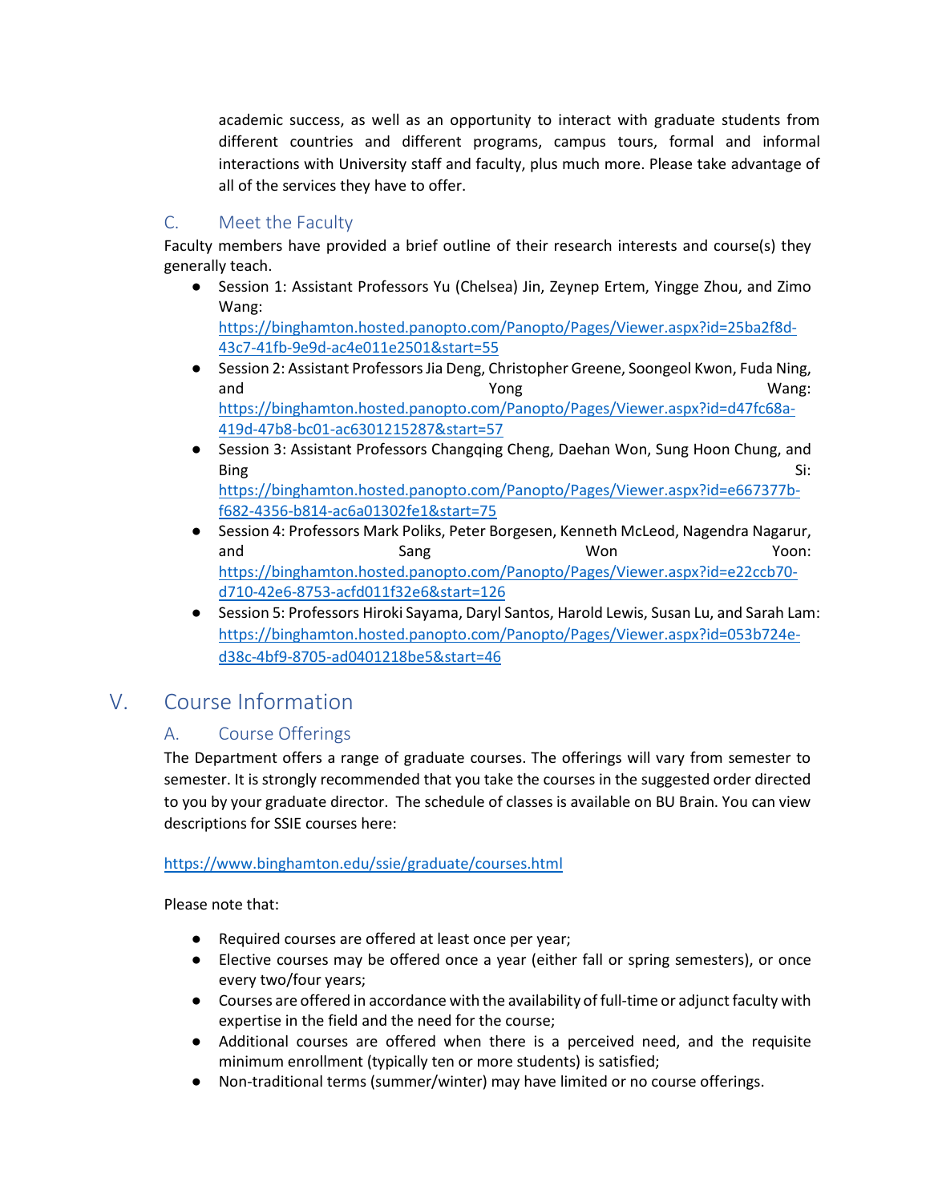academic success, as well as an opportunity to interact with graduate students from different countries and different programs, campus tours, formal and informal interactions with University staff and faculty, plus much more. Please take advantage of all of the services they have to offer.

### C. Meet the Faculty

Faculty members have provided a brief outline of their research interests and course(s) they generally teach.

- Session 1: Assistant Professors Yu (Chelsea) Jin, Zeynep Ertem, Yingge Zhou, and Zimo Wang: [https://binghamton.hosted.panopto.com/Panopto/Pages/Viewer.aspx?id=25ba2f8d-43c7-41fb-9e9d-ac4e011e2501&start=55](https://binghamton.hosted.panopto.com/Panopto/Pages/Viewer.aspx?id=25ba2f8d-43c7-41fb-9e9d-ac4e011e2501&start=55)
- Session 2: Assistant Professors Jia Deng, Christopher Greene, Soongeol Kwon, Fuda Ning, and Yong Wang: [https://binghamton.hosted.panopto.com/Panopto/Pages/Viewer.aspx?id=d47fc68a-419d-47b8-bc01-ac6301215287&start=57](https://binghamton.hosted.panopto.com/Panopto/Pages/Viewer.aspx?id=d47fc68a-419d-47b8-bc01-ac6301215287&start=57)
- Session 3: Assistant Professors Changqing Cheng, Daehan Won, Sung Hoon Chung, and Bing Si: [https://binghamton.hosted.panopto.com/Panopto/Pages/Viewer.aspx?id=e667377b-f682-4356-b814-ac6a01302fe1&start=75](https://binghamton.hosted.panopto.com/Panopto/Pages/Viewer.aspx?id=e667377b-f682-4356-b814-ac6a01302fe1&start=75)
- Session 4: Professors Mark Poliks, Peter Borgesen, Kenneth McLeod, Nagendra Nagarur, and Sang Won Yoon: [https://binghamton.hosted.panopto.com/Panopto/Pages/Viewer.aspx?id=e22ccb70-d710-42e6-8753-acfd011f32e6&start=126](https://binghamton.hosted.panopto.com/Panopto/Pages/Viewer.aspx?id=e22ccb70-d710-42e6-8753-acfd011f32e6&start=126)
- Session 5: Professors Hiroki Sayama, Daryl Santos, Harold Lewis, Susan Lu, and Sarah Lam: [https://binghamton.hosted.panopto.com/Panopto/Pages/Viewer.aspx?id=053b724e-d38c-4bf9-8705-ad0401218be5&start=46](https://binghamton.hosted.panopto.com/Panopto/Pages/Viewer.aspx?id=053b724e-d38c-4bf9-8705-ad0401218be5&start=46)

## V. Course Information

### A. Course Offerings

The Department offers a range of graduate courses. The offerings will vary from semester to semester. It is strongly recommended that you take the courses in the suggested order directed to you by your graduate director. The schedule of classes is available on BU Brain. You can view descriptions for SSIE courses here:

[https://www.binghamton.edu/ssie/graduate/courses.html](https://www.binghamton.edu/ssie/graduate/courses.html)

Please note that:

- Required courses are offered at least once per year;
- Elective courses may be offered once a year (either fall or spring semesters), or once every two/four years;
- Courses are offered in accordance with the availability of full-time or adjunct faculty with expertise in the field and the need for the course;
- Additional courses are offered when there is a perceived need, and the requisite minimum enrollment (typically ten or more students) is satisfied;
- Non-traditional terms (summer/winter) may have limited or no course offerings.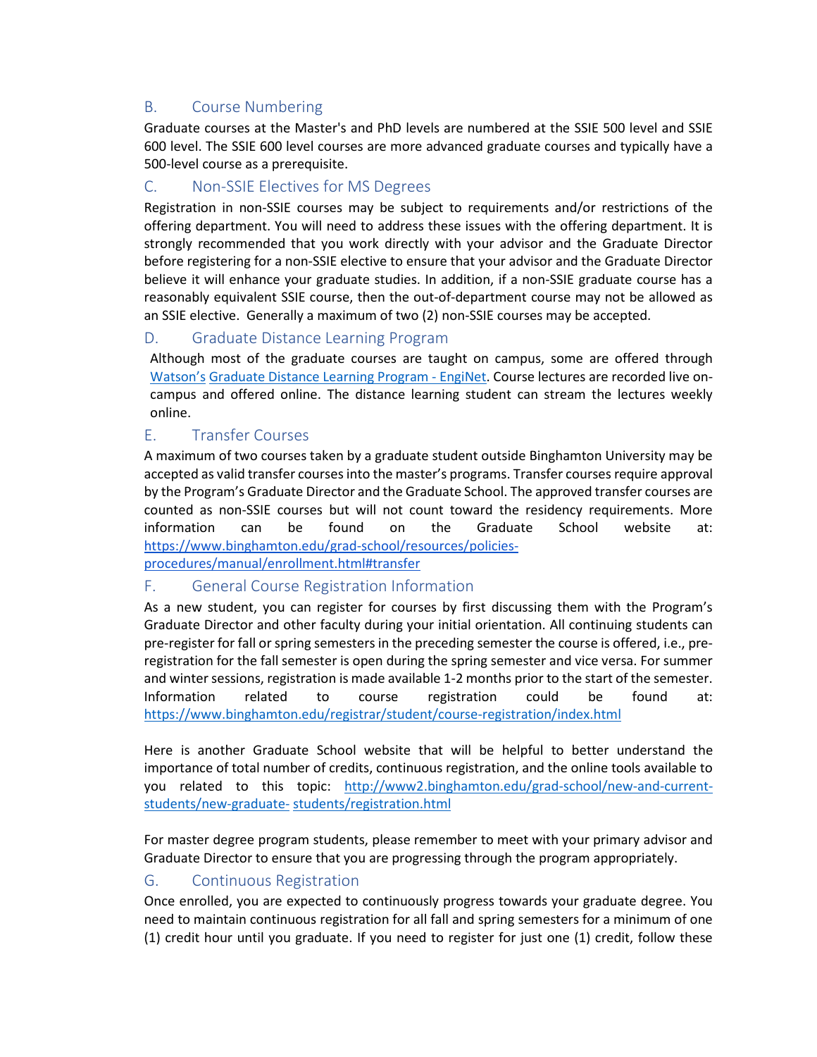## B. Course Numbering

Graduate courses at the Master's and PhD levels are numbered at the SSIE 500 level and SSIE 600 level. The SSIE 600 level courses are more advanced graduate courses and typically have a 500-level course as a prerequisite.

## C. Non-SSIE Electives for MS Degrees

Registration in non-SSIE courses may be subject to requirements and/or restrictions of the offering department. You will need to address these issues with the offering department. It is strongly recommended that you work directly with your advisor and the Graduate Director before registering for a non-SSIE elective to ensure that your advisor and the Graduate Director believe it will enhance your graduate studies. In addition, if a non-SSIE graduate course has a reasonably equivalent SSIE course, then the out-of-department course may not be allowed as an SSIE elective. Generally a maximum of two (2) non-SSIE courses may be accepted.

## D. Graduate Distance Learning Program

Although most of the graduate courses are taught on campus, some are offered through [Watson's](#) [Graduate Distance Learning Program - EngiNet](#). Course lectures are recorded live on-campus and offered online. The distance learning student can stream the lectures weekly online.

## E. Transfer Courses

A maximum of two courses taken by a graduate student outside Binghamton University may be accepted as valid transfer courses into the master's programs. Transfer courses require approval by the Program's Graduate Director and the Graduate School. The approved transfer courses are counted as non-SSIE courses but will not count toward the residency requirements. More information can be found on the Graduate School website at: https://www.binghamton.edu/grad-school/resources/policies-procedures/manual/enrollment.html#transfer

## F. General Course Registration Information

As a new student, you can register for courses by first discussing them with the Program's Graduate Director and other faculty during your initial orientation. All continuing students can pre-register for fall or spring semesters in the preceding semester the course is offered, i.e., pre-registration for the fall semester is open during the spring semester and vice versa. For summer and winter sessions, registration is made available 1-2 months prior to the start of the semester. Information related to course registration could be found at: https://www.binghamton.edu/registrar/student/course-registration/index.html

Here is another Graduate School website that will be helpful to better understand the importance of total number of credits, continuous registration, and the online tools available to you related to this topic: http://www2.binghamton.edu/grad-school/new-and-current-students/new-graduate-students/registration.html

For master degree program students, please remember to meet with your primary advisor and Graduate Director to ensure that you are progressing through the program appropriately.

## G. Continuous Registration

Once enrolled, you are expected to continuously progress towards your graduate degree. You need to maintain continuous registration for all fall and spring semesters for a minimum of one (1) credit hour until you graduate. If you need to register for just one (1) credit, follow these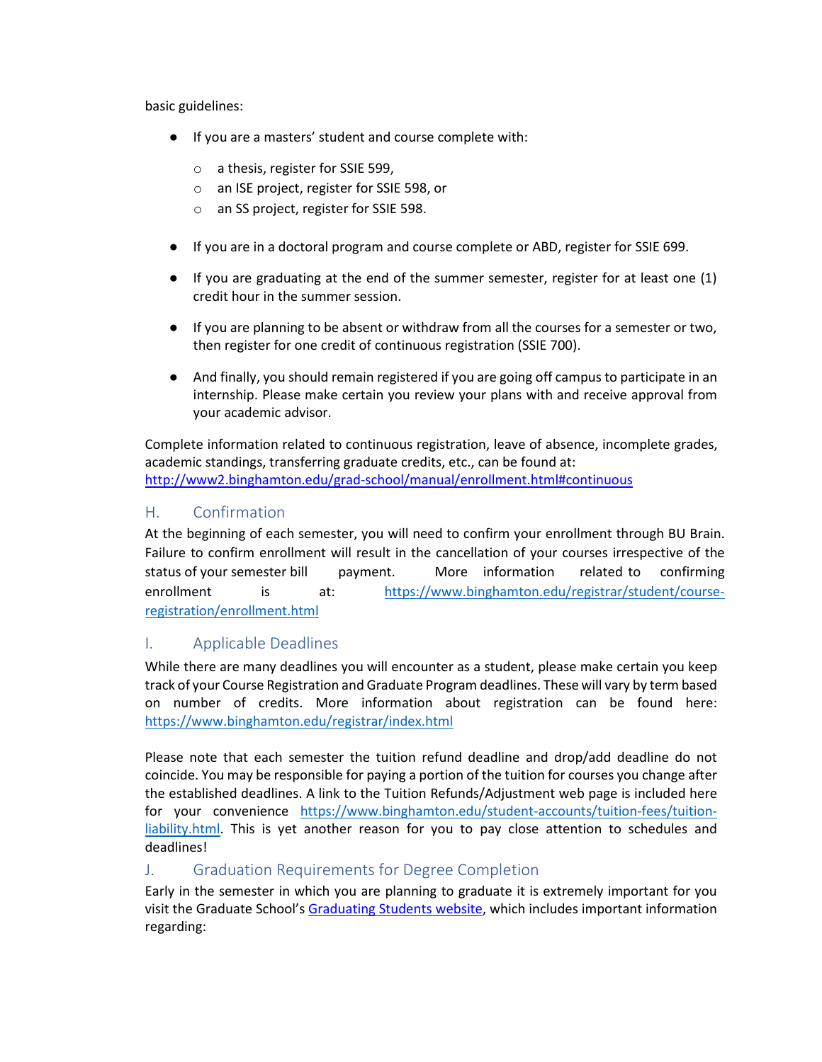basic guidelines:

- If you are a masters' student and course complete with:
  - a thesis, register for SSIE 599,
  - an ISE project, register for SSIE 598, or
  - an SS project, register for SSIE 598.

- If you are in a doctoral program and course complete or ABD, register for SSIE 699.

- If you are graduating at the end of the summer semester, register for at least one (1) credit hour in the summer session.

- If you are planning to be absent or withdraw from all the courses for a semester or two, then register for one credit of continuous registration (SSIE 700).

- And finally, you should remain registered if you are going off campus to participate in an internship. Please make certain you review your plans with and receive approval from your academic advisor.

Complete information related to continuous registration, leave of absence, incomplete grades, academic standings, transferring graduate credits, etc., can be found at: [http://www2.binghamton.edu/grad-school/manual/enrollment.html#continuous](http://www2.binghamton.edu/grad-school/manual/enrollment.html#continuous)

## H. Confirmation

At the beginning of each semester, you will need to confirm your enrollment through BU Brain. Failure to confirm enrollment will result in the cancellation of your courses irrespective of the status of your semester bill payment. More information related to confirming enrollment is at: [https://www.binghamton.edu/registrar/student/course-registration/enrollment.html](https://www.binghamton.edu/registrar/student/course-registration/enrollment.html)

## I. Applicable Deadlines

While there are many deadlines you will encounter as a student, please make certain you keep track of your Course Registration and Graduate Program deadlines. These will vary by term based on number of credits. More information about registration can be found here: [https://www.binghamton.edu/registrar/index.html](https://www.binghamton.edu/registrar/index.html)

Please note that each semester the tuition refund deadline and drop/add deadline do not coincide. You may be responsible for paying a portion of the tuition for courses you change after the established deadlines. A link to the Tuition Refunds/Adjustment web page is included here for your convenience [https://www.binghamton.edu/student-accounts/tuition-fees/tuition-liability.html](https://www.binghamton.edu/student-accounts/tuition-fees/tuition-liability.html). This is yet another reason for you to pay close attention to schedules and deadlines!

## J. Graduation Requirements for Degree Completion

Early in the semester in which you are planning to graduate it is extremely important for you visit the Graduate School's Graduating Students website, which includes important information regarding: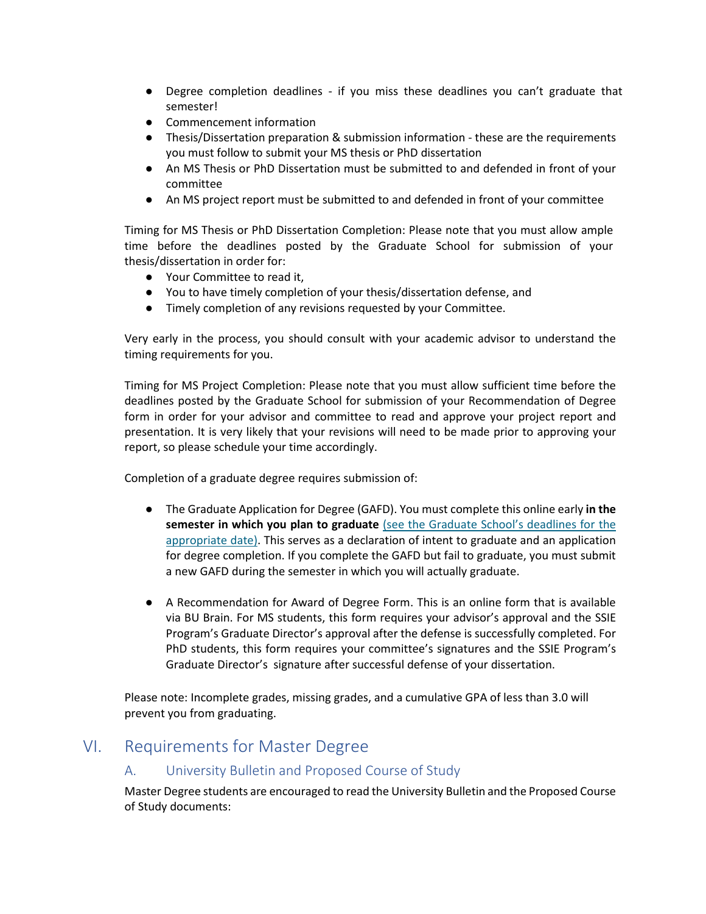- Degree completion deadlines - if you miss these deadlines you can't graduate that semester!
- Commencement information
- Thesis/Dissertation preparation & submission information - these are the requirements you must follow to submit your MS thesis or PhD dissertation
- An MS Thesis or PhD Dissertation must be submitted to and defended in front of your committee
- An MS project report must be submitted to and defended in front of your committee

Timing for MS Thesis or PhD Dissertation Completion: Please note that you must allow ample time before the deadlines posted by the Graduate School for submission of your thesis/dissertation in order for:

- Your Committee to read it,
- You to have timely completion of your thesis/dissertation defense, and
- Timely completion of any revisions requested by your Committee.

Very early in the process, you should consult with your academic advisor to understand the timing requirements for you.

Timing for MS Project Completion: Please note that you must allow sufficient time before the deadlines posted by the Graduate School for submission of your Recommendation of Degree form in order for your advisor and committee to read and approve your project report and presentation. It is very likely that your revisions will need to be made prior to approving your report, so please schedule your time accordingly.

Completion of a graduate degree requires submission of:

- The Graduate Application for Degree (GAFD). You must complete this online early **in the semester in which you plan to graduate** (see the Graduate School's deadlines for the appropriate date). This serves as a declaration of intent to graduate and an application for degree completion. If you complete the GAFD but fail to graduate, you must submit a new GAFD during the semester in which you will actually graduate.

- A Recommendation for Award of Degree Form. This is an online form that is available via BU Brain. For MS students, this form requires your advisor's approval and the SSIE Program's Graduate Director's approval after the defense is successfully completed. For PhD students, this form requires your committee's signatures and the SSIE Program's Graduate Director's signature after successful defense of your dissertation.

Please note: Incomplete grades, missing grades, and a cumulative GPA of less than 3.0 will prevent you from graduating.

# VI. Requirements for Master Degree

## A. University Bulletin and Proposed Course of Study

Master Degree students are encouraged to read the University Bulletin and the Proposed Course of Study documents: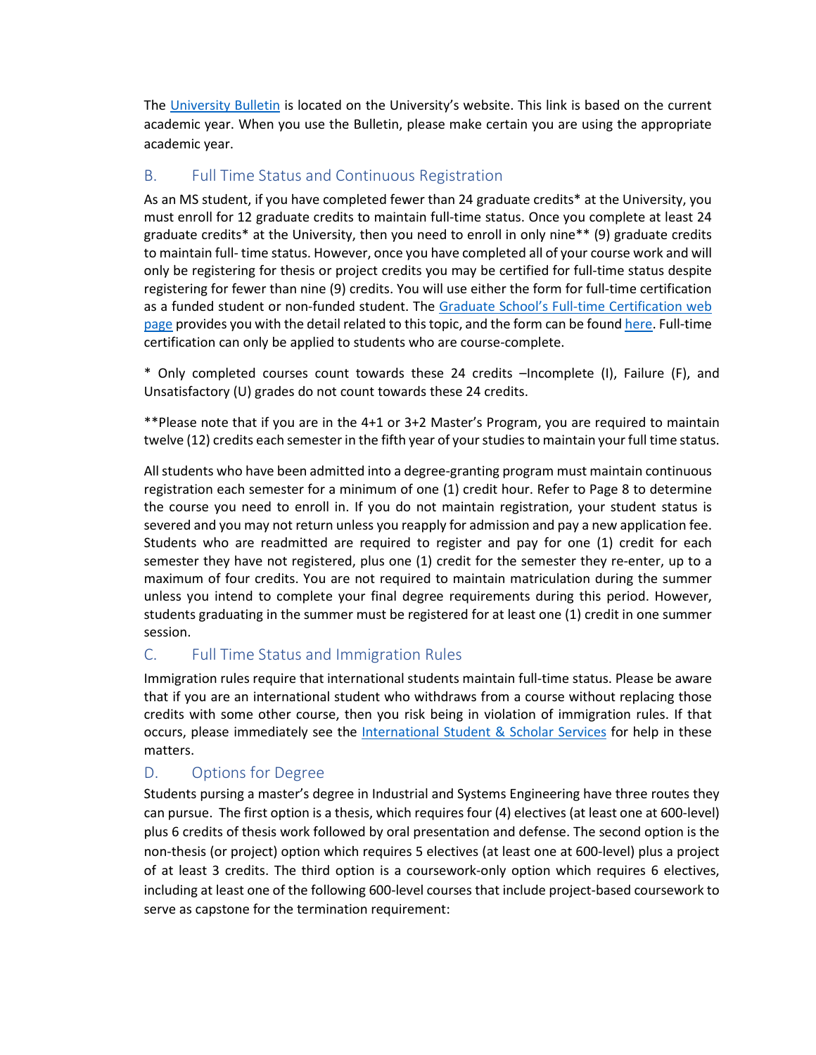The University Bulletin is located on the University's website. This link is based on the current academic year. When you use the Bulletin, please make certain you are using the appropriate academic year.

## B. Full Time Status and Continuous Registration

As an MS student, if you have completed fewer than 24 graduate credits* at the University, you must enroll for 12 graduate credits to maintain full-time status. Once you complete at least 24 graduate credits* at the University, then you need to enroll in only nine** (9) graduate credits to maintain full- time status. However, once you have completed all of your course work and will only be registering for thesis or project credits you may be certified for full-time status despite registering for fewer than nine (9) credits. You will use either the form for full-time certification as a funded student or non-funded student. The Graduate School's Full-time Certification web page provides you with the detail related to this topic, and the form can be found here. Full-time certification can only be applied to students who are course-complete.

* Only completed courses count towards these 24 credits –Incomplete (I), Failure (F), and Unsatisfactory (U) grades do not count towards these 24 credits.

**Please note that if you are in the 4+1 or 3+2 Master's Program, you are required to maintain twelve (12) credits each semester in the fifth year of your studies to maintain your full time status.

All students who have been admitted into a degree-granting program must maintain continuous registration each semester for a minimum of one (1) credit hour. Refer to Page 8 to determine the course you need to enroll in. If you do not maintain registration, your student status is severed and you may not return unless you reapply for admission and pay a new application fee. Students who are readmitted are required to register and pay for one (1) credit for each semester they have not registered, plus one (1) credit for the semester they re-enter, up to a maximum of four credits. You are not required to maintain matriculation during the summer unless you intend to complete your final degree requirements during this period. However, students graduating in the summer must be registered for at least one (1) credit in one summer session.

## C. Full Time Status and Immigration Rules

Immigration rules require that international students maintain full-time status. Please be aware that if you are an international student who withdraws from a course without replacing those credits with some other course, then you risk being in violation of immigration rules. If that occurs, please immediately see the International Student & Scholar Services for help in these matters.

## D. Options for Degree

Students pursing a master's degree in Industrial and Systems Engineering have three routes they can pursue. The first option is a thesis, which requires four (4) electives (at least one at 600-level) plus 6 credits of thesis work followed by oral presentation and defense. The second option is the non-thesis (or project) option which requires 5 electives (at least one at 600-level) plus a project of at least 3 credits. The third option is a coursework-only option which requires 6 electives, including at least one of the following 600-level courses that include project-based coursework to serve as capstone for the termination requirement: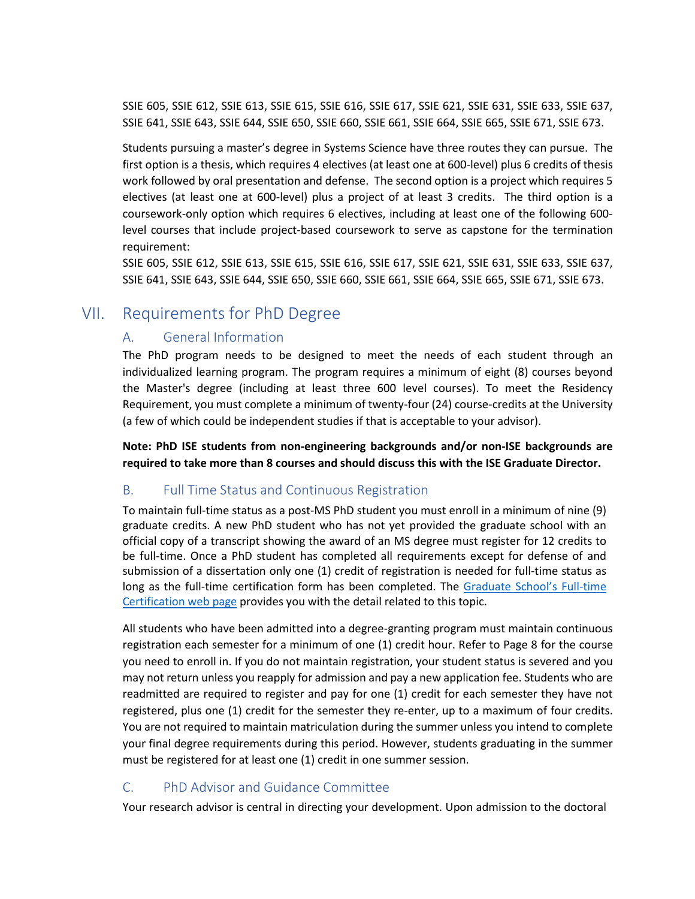SSIE 605, SSIE 612, SSIE 613, SSIE 615, SSIE 616, SSIE 617, SSIE 621, SSIE 631, SSIE 633, SSIE 637, SSIE 641, SSIE 643, SSIE 644, SSIE 650, SSIE 660, SSIE 661, SSIE 664, SSIE 665, SSIE 671, SSIE 673.

Students pursuing a master's degree in Systems Science have three routes they can pursue. The first option is a thesis, which requires 4 electives (at least one at 600-level) plus 6 credits of thesis work followed by oral presentation and defense. The second option is a project which requires 5 electives (at least one at 600-level) plus a project of at least 3 credits. The third option is a coursework-only option which requires 6 electives, including at least one of the following 600-level courses that include project-based coursework to serve as capstone for the termination requirement:
SSIE 605, SSIE 612, SSIE 613, SSIE 615, SSIE 616, SSIE 617, SSIE 621, SSIE 631, SSIE 633, SSIE 637, SSIE 641, SSIE 643, SSIE 644, SSIE 650, SSIE 660, SSIE 661, SSIE 664, SSIE 665, SSIE 671, SSIE 673.

# VII. Requirements for PhD Degree

## A. General Information

The PhD program needs to be designed to meet the needs of each student through an individualized learning program. The program requires a minimum of eight (8) courses beyond the Master's degree (including at least three 600 level courses). To meet the Residency Requirement, you must complete a minimum of twenty-four (24) course-credits at the University (a few of which could be independent studies if that is acceptable to your advisor).

**Note: PhD ISE students from non-engineering backgrounds and/or non-ISE backgrounds are required to take more than 8 courses and should discuss this with the ISE Graduate Director.**

## B. Full Time Status and Continuous Registration

To maintain full-time status as a post-MS PhD student you must enroll in a minimum of nine (9) graduate credits. A new PhD student who has not yet provided the graduate school with an official copy of a transcript showing the award of an MS degree must register for 12 credits to be full-time. Once a PhD student has completed all requirements except for defense of and submission of a dissertation only one (1) credit of registration is needed for full-time status as long as the full-time certification form has been completed. The Graduate School's Full-time Certification web page provides you with the detail related to this topic.

All students who have been admitted into a degree-granting program must maintain continuous registration each semester for a minimum of one (1) credit hour. Refer to Page 8 for the course you need to enroll in. If you do not maintain registration, your student status is severed and you may not return unless you reapply for admission and pay a new application fee. Students who are readmitted are required to register and pay for one (1) credit for each semester they have not registered, plus one (1) credit for the semester they re-enter, up to a maximum of four credits. You are not required to maintain matriculation during the summer unless you intend to complete your final degree requirements during this period. However, students graduating in the summer must be registered for at least one (1) credit in one summer session.

## C. PhD Advisor and Guidance Committee

Your research advisor is central in directing your development. Upon admission to the doctoral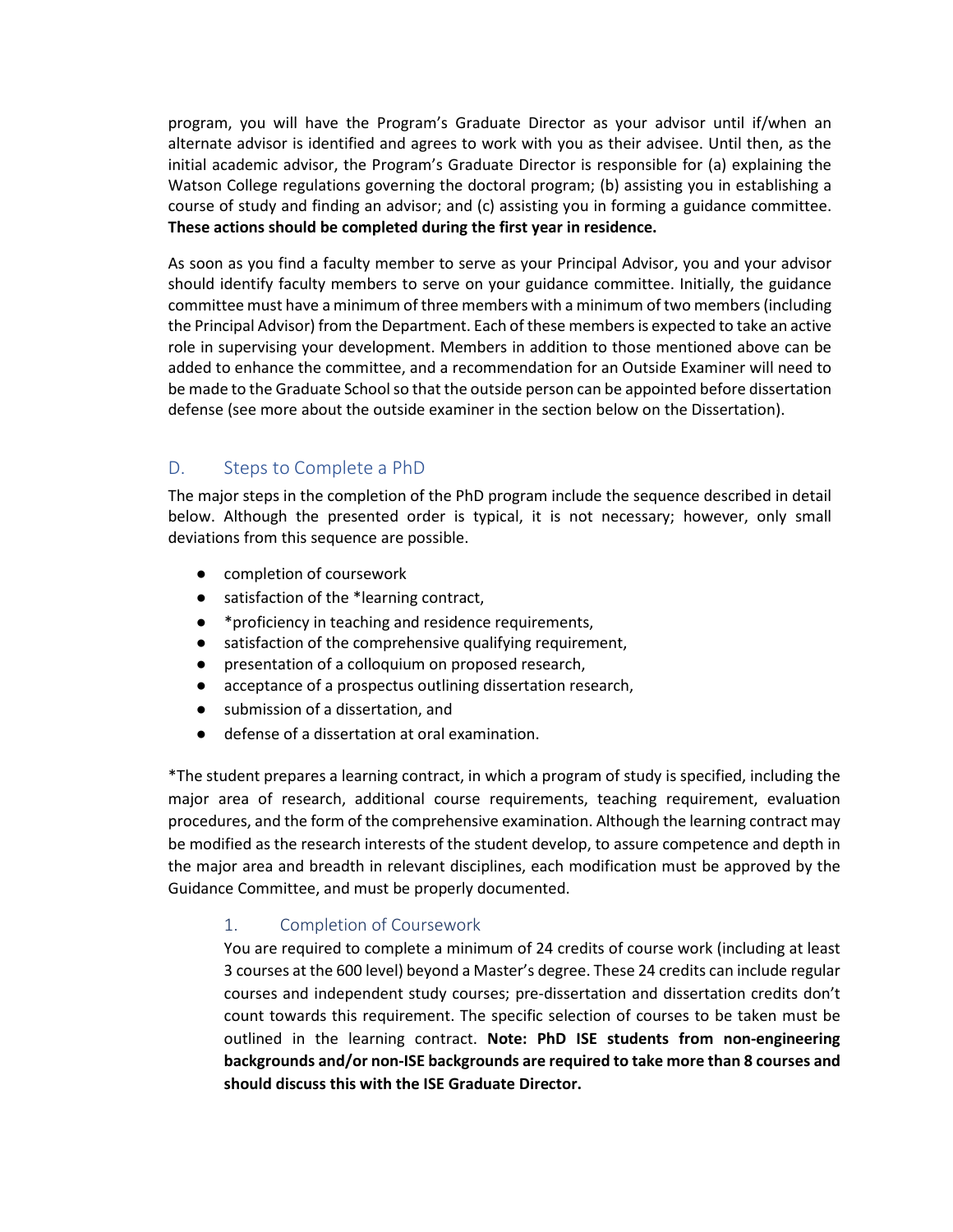program, you will have the Program's Graduate Director as your advisor until if/when an alternate advisor is identified and agrees to work with you as their advisee. Until then, as the initial academic advisor, the Program's Graduate Director is responsible for (a) explaining the Watson College regulations governing the doctoral program; (b) assisting you in establishing a course of study and finding an advisor; and (c) assisting you in forming a guidance committee. **These actions should be completed during the first year in residence.**

As soon as you find a faculty member to serve as your Principal Advisor, you and your advisor should identify faculty members to serve on your guidance committee. Initially, the guidance committee must have a minimum of three members with a minimum of two members (including the Principal Advisor) from the Department. Each of these members is expected to take an active role in supervising your development. Members in addition to those mentioned above can be added to enhance the committee, and a recommendation for an Outside Examiner will need to be made to the Graduate School so that the outside person can be appointed before dissertation defense (see more about the outside examiner in the section below on the Dissertation).

## D. Steps to Complete a PhD

The major steps in the completion of the PhD program include the sequence described in detail below. Although the presented order is typical, it is not necessary; however, only small deviations from this sequence are possible.

- completion of coursework
- satisfaction of the *learning contract,
- *proficiency in teaching and residence requirements,
- satisfaction of the comprehensive qualifying requirement,
- presentation of a colloquium on proposed research,
- acceptance of a prospectus outlining dissertation research,
- submission of a dissertation, and
- defense of a dissertation at oral examination.

*The student prepares a learning contract, in which a program of study is specified, including the major area of research, additional course requirements, teaching requirement, evaluation procedures, and the form of the comprehensive examination. Although the learning contract may be modified as the research interests of the student develop, to assure competence and depth in the major area and breadth in relevant disciplines, each modification must be approved by the Guidance Committee, and must be properly documented.

### 1. Completion of Coursework

You are required to complete a minimum of 24 credits of course work (including at least 3 courses at the 600 level) beyond a Master's degree. These 24 credits can include regular courses and independent study courses; pre-dissertation and dissertation credits don't count towards this requirement. The specific selection of courses to be taken must be outlined in the learning contract. **Note: PhD ISE students from non-engineering backgrounds and/or non-ISE backgrounds are required to take more than 8 courses and should discuss this with the ISE Graduate Director.**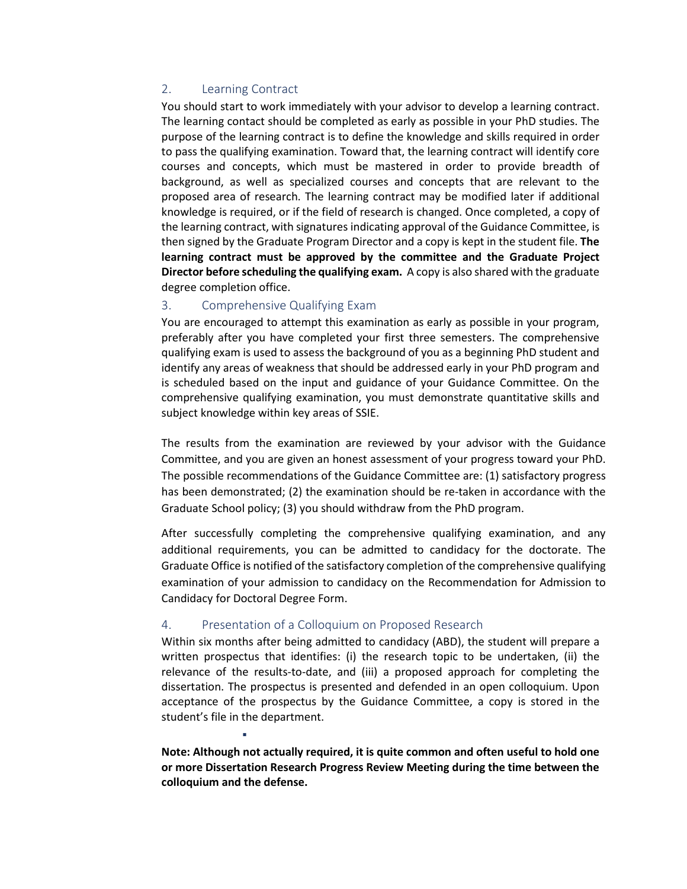## 2. Learning Contract

You should start to work immediately with your advisor to develop a learning contract. The learning contact should be completed as early as possible in your PhD studies. The purpose of the learning contract is to define the knowledge and skills required in order to pass the qualifying examination. Toward that, the learning contract will identify core courses and concepts, which must be mastered in order to provide breadth of background, as well as specialized courses and concepts that are relevant to the proposed area of research. The learning contract may be modified later if additional knowledge is required, or if the field of research is changed. Once completed, a copy of the learning contract, with signatures indicating approval of the Guidance Committee, is then signed by the Graduate Program Director and a copy is kept in the student file. **The learning contract must be approved by the committee and the Graduate Project Director before scheduling the qualifying exam.** A copy is also shared with the graduate degree completion office.

## 3. Comprehensive Qualifying Exam

You are encouraged to attempt this examination as early as possible in your program, preferably after you have completed your first three semesters. The comprehensive qualifying exam is used to assess the background of you as a beginning PhD student and identify any areas of weakness that should be addressed early in your PhD program and is scheduled based on the input and guidance of your Guidance Committee. On the comprehensive qualifying examination, you must demonstrate quantitative skills and subject knowledge within key areas of SSIE.

The results from the examination are reviewed by your advisor with the Guidance Committee, and you are given an honest assessment of your progress toward your PhD. The possible recommendations of the Guidance Committee are: (1) satisfactory progress has been demonstrated; (2) the examination should be re-taken in accordance with the Graduate School policy; (3) you should withdraw from the PhD program.

After successfully completing the comprehensive qualifying examination, and any additional requirements, you can be admitted to candidacy for the doctorate. The Graduate Office is notified of the satisfactory completion of the comprehensive qualifying examination of your admission to candidacy on the Recommendation for Admission to Candidacy for Doctoral Degree Form.

## 4. Presentation of a Colloquium on Proposed Research

Within six months after being admitted to candidacy (ABD), the student will prepare a written prospectus that identifies: (i) the research topic to be undertaken, (ii) the relevance of the results-to-date, and (iii) a proposed approach for completing the dissertation. The prospectus is presented and defended in an open colloquium. Upon acceptance of the prospectus by the Guidance Committee, a copy is stored in the student's file in the department.

**Note: Although not actually required, it is quite common and often useful to hold one or more Dissertation Research Progress Review Meeting during the time between the colloquium and the defense.**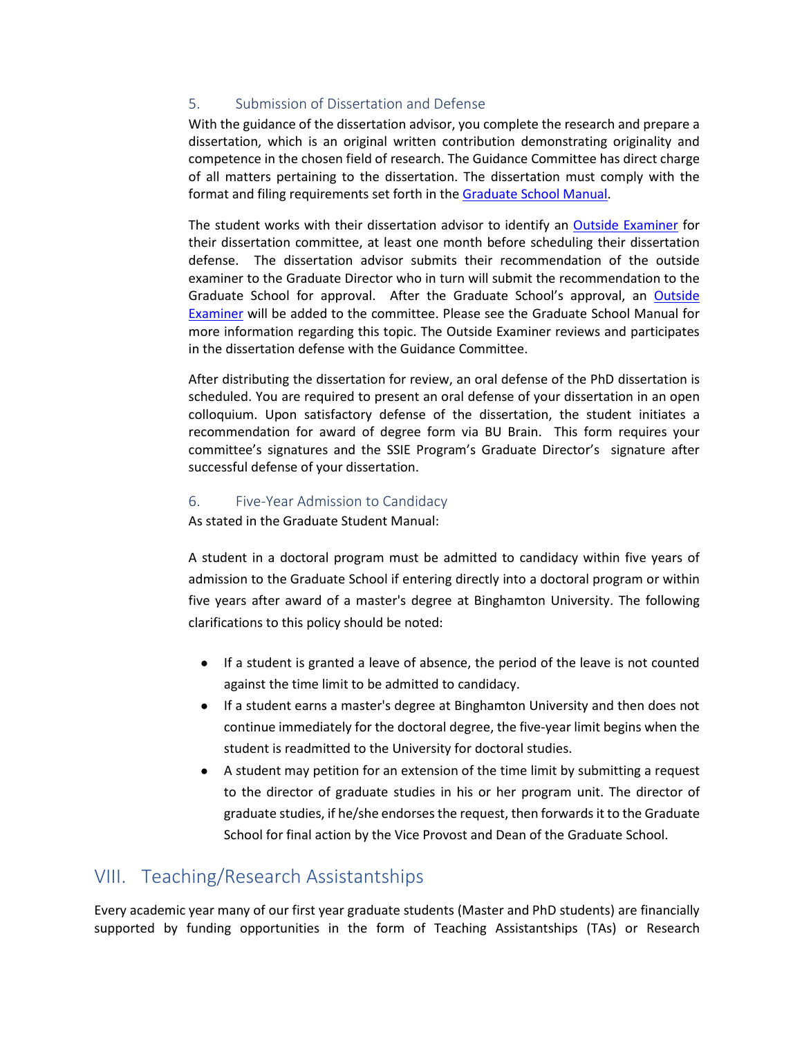### 5. Submission of Dissertation and Defense

With the guidance of the dissertation advisor, you complete the research and prepare a dissertation, which is an original written contribution demonstrating originality and competence in the chosen field of research. The Guidance Committee has direct charge of all matters pertaining to the dissertation. The dissertation must comply with the format and filing requirements set forth in the Graduate School Manual.

The student works with their dissertation advisor to identify an Outside Examiner for their dissertation committee, at least one month before scheduling their dissertation defense. The dissertation advisor submits their recommendation of the outside examiner to the Graduate Director who in turn will submit the recommendation to the Graduate School for approval. After the Graduate School's approval, an Outside Examiner will be added to the committee. Please see the Graduate School Manual for more information regarding this topic. The Outside Examiner reviews and participates in the dissertation defense with the Guidance Committee.

After distributing the dissertation for review, an oral defense of the PhD dissertation is scheduled. You are required to present an oral defense of your dissertation in an open colloquium. Upon satisfactory defense of the dissertation, the student initiates a recommendation for award of degree form via BU Brain. This form requires your committee's signatures and the SSIE Program's Graduate Director's signature after successful defense of your dissertation.

### 6. Five-Year Admission to Candidacy

As stated in the Graduate Student Manual:

A student in a doctoral program must be admitted to candidacy within five years of admission to the Graduate School if entering directly into a doctoral program or within five years after award of a master's degree at Binghamton University. The following clarifications to this policy should be noted:

- If a student is granted a leave of absence, the period of the leave is not counted against the time limit to be admitted to candidacy.
- If a student earns a master's degree at Binghamton University and then does not continue immediately for the doctoral degree, the five-year limit begins when the student is readmitted to the University for doctoral studies.
- A student may petition for an extension of the time limit by submitting a request to the director of graduate studies in his or her program unit. The director of graduate studies, if he/she endorses the request, then forwards it to the Graduate School for final action by the Vice Provost and Dean of the Graduate School.

## VIII. Teaching/Research Assistantships

Every academic year many of our first year graduate students (Master and PhD students) are financially supported by funding opportunities in the form of Teaching Assistantships (TAs) or Research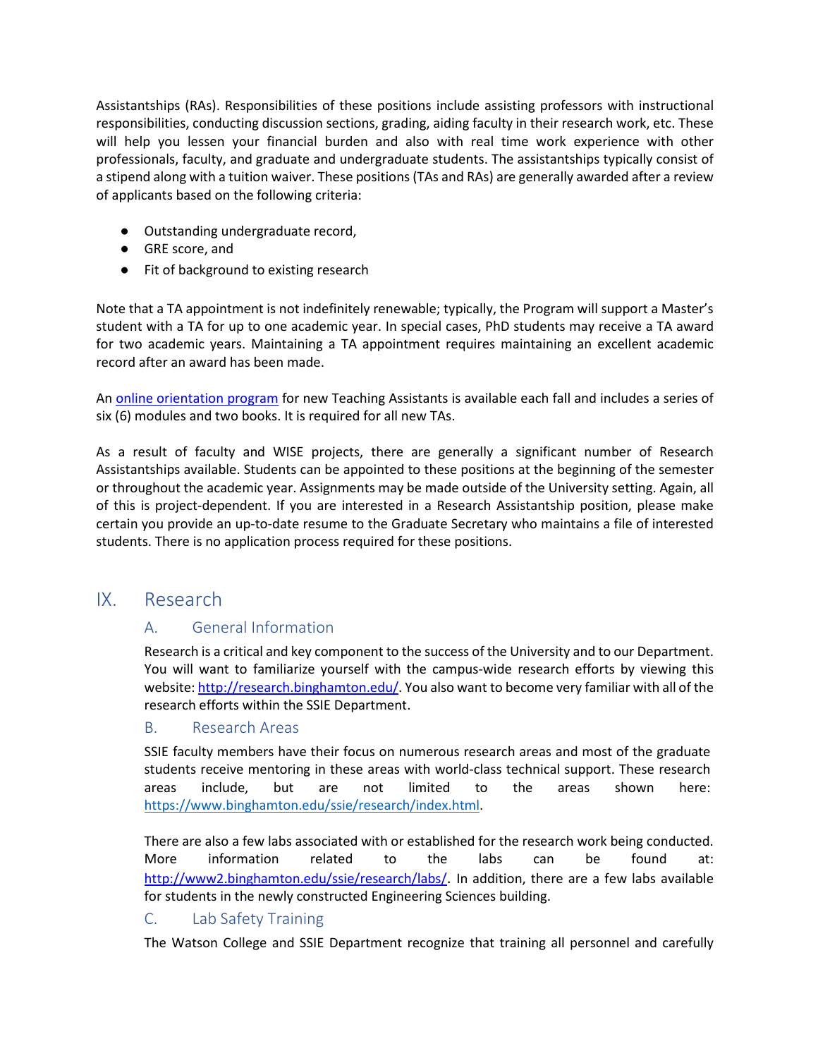Assistantships (RAs). Responsibilities of these positions include assisting professors with instructional responsibilities, conducting discussion sections, grading, aiding faculty in their research work, etc. These will help you lessen your financial burden and also with real time work experience with other professionals, faculty, and graduate and undergraduate students. The assistantships typically consist of a stipend along with a tuition waiver. These positions (TAs and RAs) are generally awarded after a review of applicants based on the following criteria:

- Outstanding undergraduate record,
- GRE score, and
- Fit of background to existing research

Note that a TA appointment is not indefinitely renewable; typically, the Program will support a Master's student with a TA for up to one academic year. In special cases, PhD students may receive a TA award for two academic years. Maintaining a TA appointment requires maintaining an excellent academic record after an award has been made.

An online orientation program for new Teaching Assistants is available each fall and includes a series of six (6) modules and two books. It is required for all new TAs.

As a result of faculty and WISE projects, there are generally a significant number of Research Assistantships available. Students can be appointed to these positions at the beginning of the semester or throughout the academic year. Assignments may be made outside of the University setting. Again, all of this is project-dependent. If you are interested in a Research Assistantship position, please make certain you provide an up-to-date resume to the Graduate Secretary who maintains a file of interested students. There is no application process required for these positions.

# IX. Research

## A. General Information

Research is a critical and key component to the success of the University and to our Department. You will want to familiarize yourself with the campus-wide research efforts by viewing this website: http://research.binghamton.edu/. You also want to become very familiar with all of the research efforts within the SSIE Department.

## B. Research Areas

SSIE faculty members have their focus on numerous research areas and most of the graduate students receive mentoring in these areas with world-class technical support. These research areas include, but are not limited to the areas shown here: https://www.binghamton.edu/ssie/research/index.html.

There are also a few labs associated with or established for the research work being conducted. More information related to the labs can be found at: http://www2.binghamton.edu/ssie/research/labs/. In addition, there are a few labs available for students in the newly constructed Engineering Sciences building.

## C. Lab Safety Training

The Watson College and SSIE Department recognize that training all personnel and carefully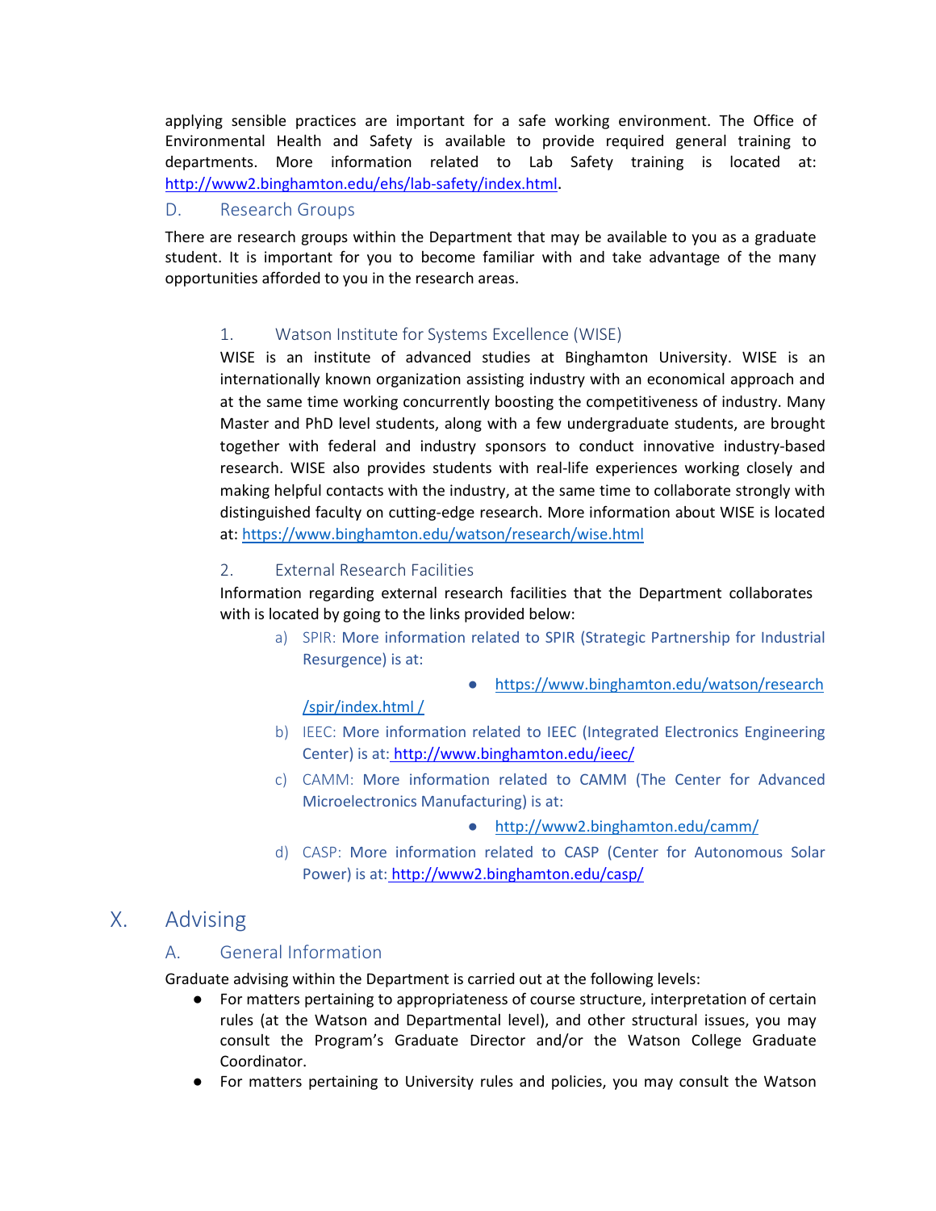applying sensible practices are important for a safe working environment. The Office of Environmental Health and Safety is available to provide required general training to departments. More information related to Lab Safety training is located at: http://www2.binghamton.edu/ehs/lab-safety/index.html.

### D. Research Groups

There are research groups within the Department that may be available to you as a graduate student. It is important for you to become familiar with and take advantage of the many opportunities afforded to you in the research areas.

#### 1. Watson Institute for Systems Excellence (WISE)

WISE is an institute of advanced studies at Binghamton University. WISE is an internationally known organization assisting industry with an economical approach and at the same time working concurrently boosting the competitiveness of industry. Many Master and PhD level students, along with a few undergraduate students, are brought together with federal and industry sponsors to conduct innovative industry-based research. WISE also provides students with real-life experiences working closely and making helpful contacts with the industry, at the same time to collaborate strongly with distinguished faculty on cutting-edge research. More information about WISE is located at: https://www.binghamton.edu/watson/research/wise.html

#### 2. External Research Facilities

Information regarding external research facilities that the Department collaborates with is located by going to the links provided below:

a) SPIR: More information related to SPIR (Strategic Partnership for Industrial Resurgence) is at:
   - https://www.binghamton.edu/watson/research/spir/index.html /

b) IEEC: More information related to IEEC (Integrated Electronics Engineering Center) is at: http://www.binghamton.edu/ieec/

c) CAMM: More information related to CAMM (The Center for Advanced Microelectronics Manufacturing) is at:
   - http://www2.binghamton.edu/camm/

d) CASP: More information related to CASP (Center for Autonomous Solar Power) is at: http://www2.binghamton.edu/casp/

## X. Advising

### A. General Information

Graduate advising within the Department is carried out at the following levels:

- For matters pertaining to appropriateness of course structure, interpretation of certain rules (at the Watson and Departmental level), and other structural issues, you may consult the Program's Graduate Director and/or the Watson College Graduate Coordinator.
- For matters pertaining to University rules and policies, you may consult the Watson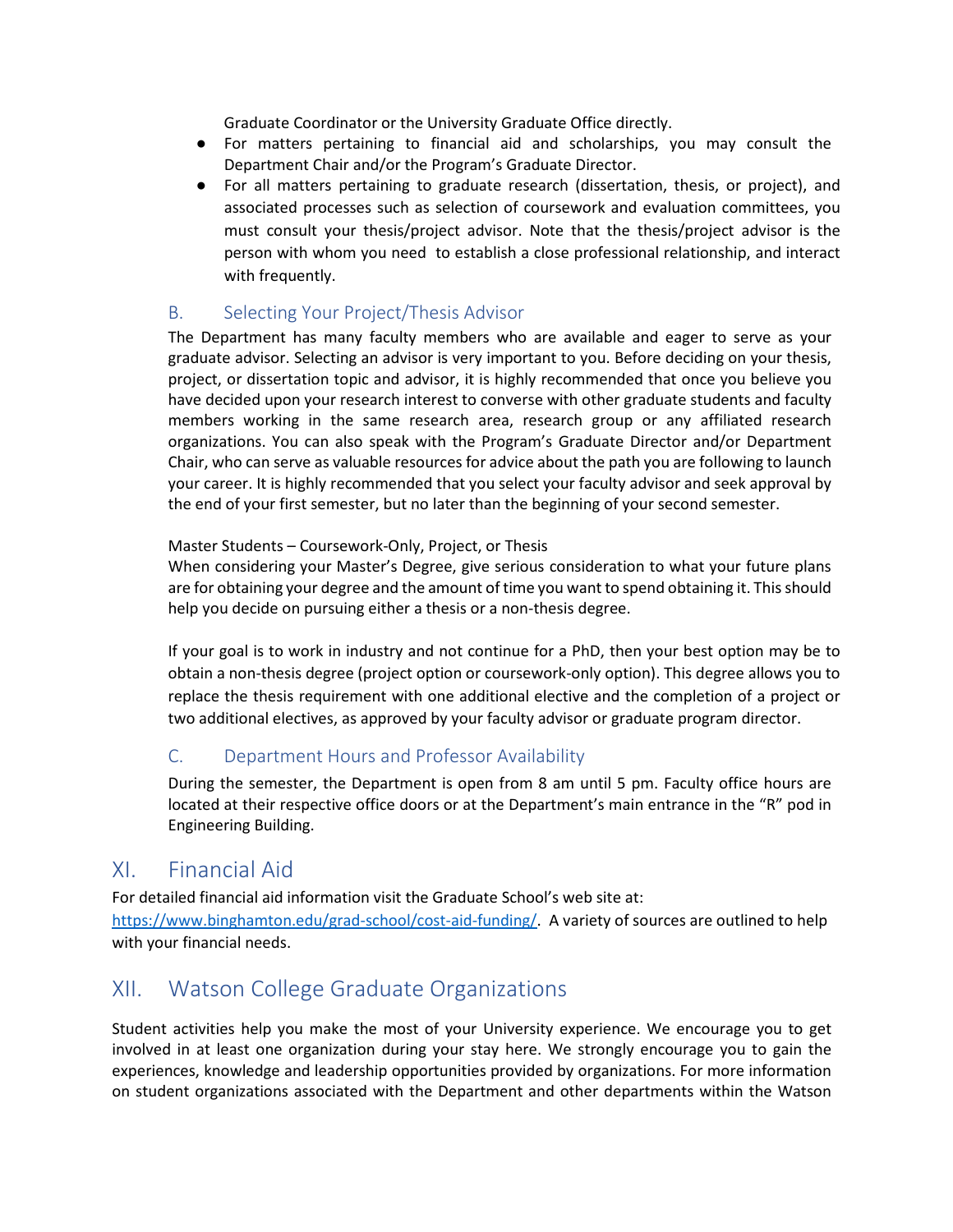Graduate Coordinator or the University Graduate Office directly.

- For matters pertaining to financial aid and scholarships, you may consult the Department Chair and/or the Program's Graduate Director.
- For all matters pertaining to graduate research (dissertation, thesis, or project), and associated processes such as selection of coursework and evaluation committees, you must consult your thesis/project advisor. Note that the thesis/project advisor is the person with whom you need to establish a close professional relationship, and interact with frequently.

### B. Selecting Your Project/Thesis Advisor

The Department has many faculty members who are available and eager to serve as your graduate advisor. Selecting an advisor is very important to you. Before deciding on your thesis, project, or dissertation topic and advisor, it is highly recommended that once you believe you have decided upon your research interest to converse with other graduate students and faculty members working in the same research area, research group or any affiliated research organizations. You can also speak with the Program's Graduate Director and/or Department Chair, who can serve as valuable resources for advice about the path you are following to launch your career. It is highly recommended that you select your faculty advisor and seek approval by the end of your first semester, but no later than the beginning of your second semester.

Master Students – Coursework-Only, Project, or Thesis

When considering your Master's Degree, give serious consideration to what your future plans are for obtaining your degree and the amount of time you want to spend obtaining it. This should help you decide on pursuing either a thesis or a non-thesis degree.

If your goal is to work in industry and not continue for a PhD, then your best option may be to obtain a non-thesis degree (project option or coursework-only option). This degree allows you to replace the thesis requirement with one additional elective and the completion of a project or two additional electives, as approved by your faculty advisor or graduate program director.

### C. Department Hours and Professor Availability

During the semester, the Department is open from 8 am until 5 pm. Faculty office hours are located at their respective office doors or at the Department's main entrance in the "R" pod in Engineering Building.

## XI. Financial Aid

For detailed financial aid information visit the Graduate School's web site at: https://www.binghamton.edu/grad-school/cost-aid-funding/. A variety of sources are outlined to help with your financial needs.

## XII. Watson College Graduate Organizations

Student activities help you make the most of your University experience. We encourage you to get involved in at least one organization during your stay here. We strongly encourage you to gain the experiences, knowledge and leadership opportunities provided by organizations. For more information on student organizations associated with the Department and other departments within the Watson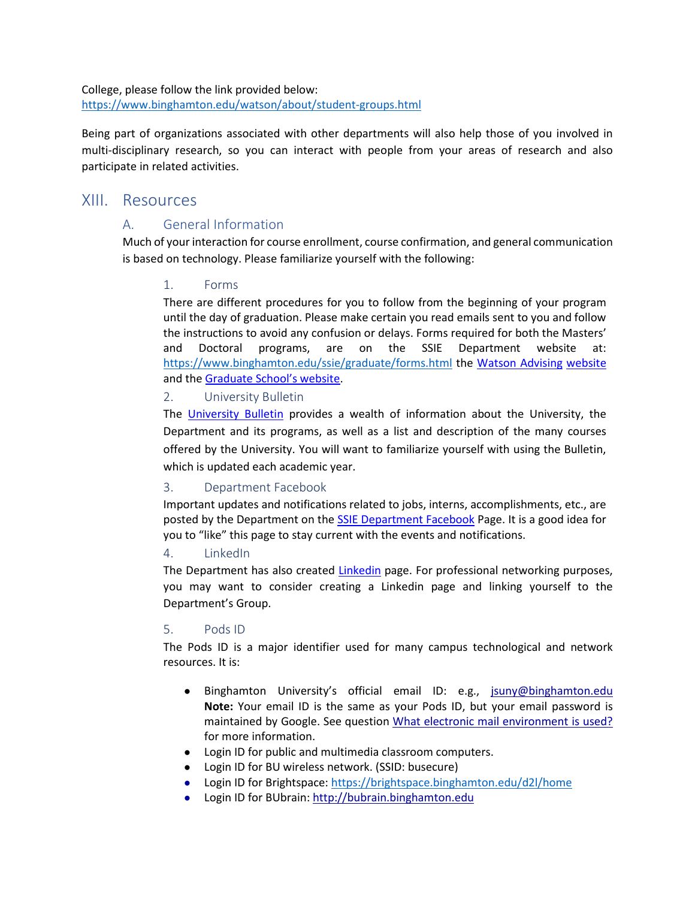College, please follow the link provided below:
https://www.binghamton.edu/watson/about/student-groups.html

Being part of organizations associated with other departments will also help those of you involved in multi-disciplinary research, so you can interact with people from your areas of research and also participate in related activities.

# XIII. Resources

## A. General Information

Much of your interaction for course enrollment, course confirmation, and general communication is based on technology. Please familiarize yourself with the following:

### 1. Forms

There are different procedures for you to follow from the beginning of your program until the day of graduation. Please make certain you read emails sent to you and follow the instructions to avoid any confusion or delays. Forms required for both the Masters' and Doctoral programs, are on the SSIE Department website at: https://www.binghamton.edu/ssie/graduate/forms.html the Watson Advising website and the Graduate School's website.

### 2. University Bulletin

The University Bulletin provides a wealth of information about the University, the Department and its programs, as well as a list and description of the many courses offered by the University. You will want to familiarize yourself with using the Bulletin, which is updated each academic year.

### 3. Department Facebook

Important updates and notifications related to jobs, interns, accomplishments, etc., are posted by the Department on the SSIE Department Facebook Page. It is a good idea for you to "like" this page to stay current with the events and notifications.

### 4. LinkedIn

The Department has also created Linkedin page. For professional networking purposes, you may want to consider creating a Linkedin page and linking yourself to the Department's Group.

### 5. Pods ID

The Pods ID is a major identifier used for many campus technological and network resources. It is:

- Binghamton University's official email ID: e.g., jsuny@binghamton.edu **Note:** Your email ID is the same as your Pods ID, but your email password is maintained by Google. See question What electronic mail environment is used? for more information.
- Login ID for public and multimedia classroom computers.
- Login ID for BU wireless network. (SSID: busecure)
- Login ID for Brightspace: https://brightspace.binghamton.edu/d2l/home
- Login ID for BUbrain: http://bubrain.binghamton.edu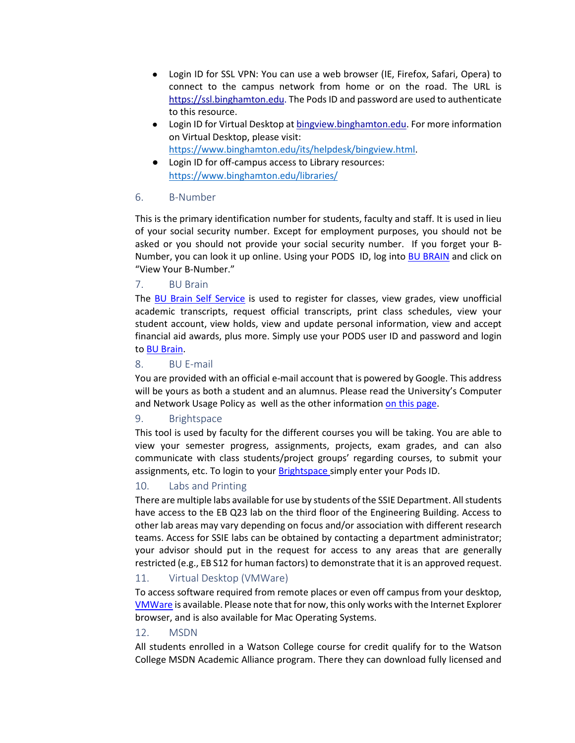- Login ID for SSL VPN: You can use a web browser (IE, Firefox, Safari, Opera) to connect to the campus network from home or on the road. The URL is https://ssl.binghamton.edu. The Pods ID and password are used to authenticate to this resource.
- Login ID for Virtual Desktop at bingview.binghamton.edu. For more information on Virtual Desktop, please visit: https://www.binghamton.edu/its/helpdesk/bingview.html.
- Login ID for off-campus access to Library resources: https://www.binghamton.edu/libraries/

### 6. B-Number

This is the primary identification number for students, faculty and staff. It is used in lieu of your social security number. Except for employment purposes, you should not be asked or you should not provide your social security number. If you forget your B-Number, you can look it up online. Using your PODS ID, log into BU BRAIN and click on "View Your B-Number."

### 7. BU Brain

The BU Brain Self Service is used to register for classes, view grades, view unofficial academic transcripts, request official transcripts, print class schedules, view your student account, view holds, view and update personal information, view and accept financial aid awards, plus more. Simply use your PODS user ID and password and login to BU Brain.

### 8. BU E-mail

You are provided with an official e-mail account that is powered by Google. This address will be yours as both a student and an alumnus. Please read the University's Computer and Network Usage Policy as well the other information on this page.

### 9. Brightspace

This tool is used by faculty for the different courses you will be taking. You are able to view your semester progress, assignments, projects, exam grades, and can also communicate with class students/project groups' regarding courses, to submit your assignments, etc. To login to your Brightspace simply enter your Pods ID.

### 10. Labs and Printing

There are multiple labs available for use by students of the SSIE Department. All students have access to the EB Q23 lab on the third floor of the Engineering Building. Access to other lab areas may vary depending on focus and/or association with different research teams. Access for SSIE labs can be obtained by contacting a department administrator; your advisor should put in the request for access to any areas that are generally restricted (e.g., EB S12 for human factors) to demonstrate that it is an approved request.

### 11. Virtual Desktop (VMWare)

To access software required from remote places or even off campus from your desktop, VMWare is available. Please note that for now, this only works with the Internet Explorer browser, and is also available for Mac Operating Systems.

### 12. MSDN

All students enrolled in a Watson College course for credit qualify for to the Watson College MSDN Academic Alliance program. There they can download fully licensed and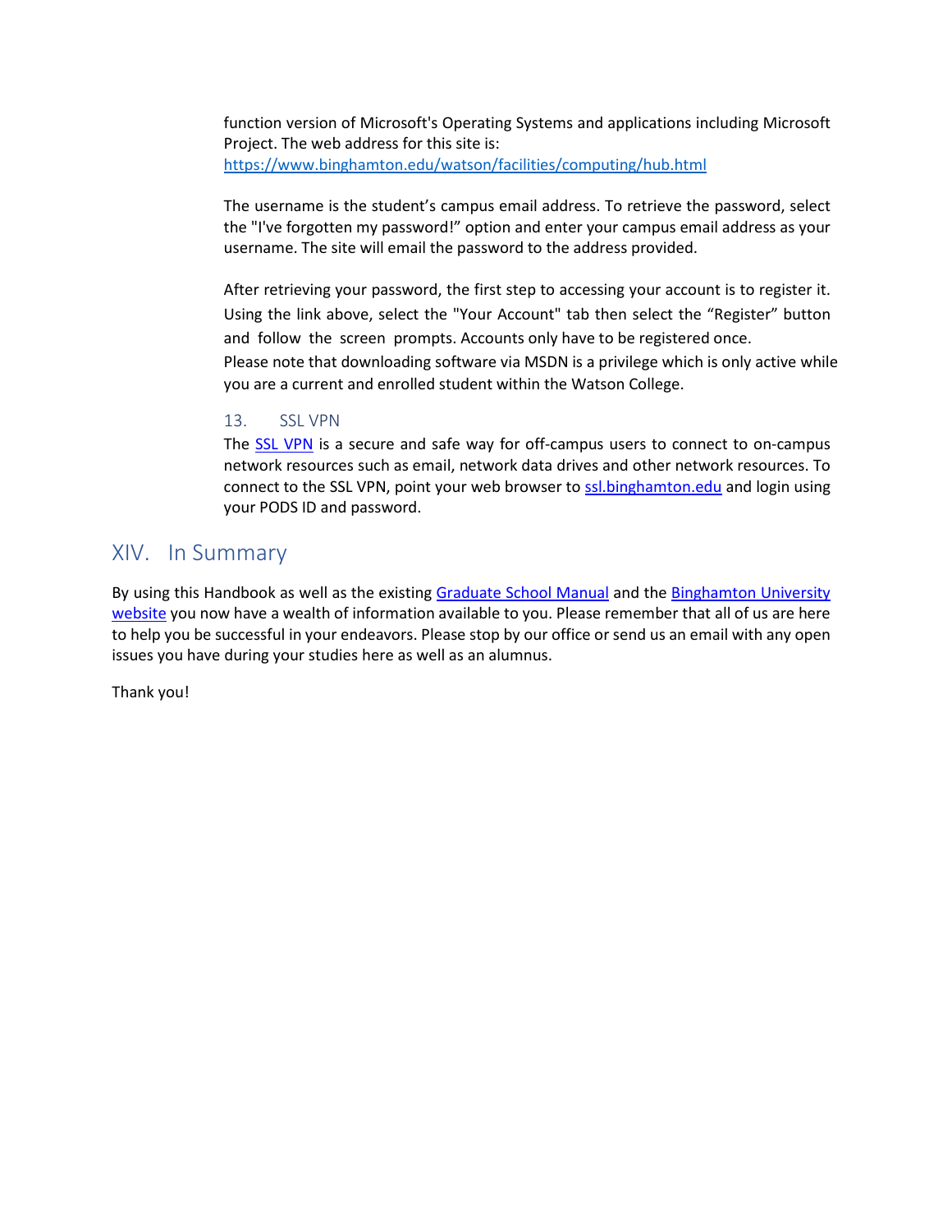function version of Microsoft's Operating Systems and applications including Microsoft Project. The web address for this site is: [https://www.binghamton.edu/watson/facilities/computing/hub.html](https://www.binghamton.edu/watson/facilities/computing/hub.html)

The username is the student's campus email address. To retrieve the password, select the "I've forgotten my password!" option and enter your campus email address as your username. The site will email the password to the address provided.

After retrieving your password, the first step to accessing your account is to register it. Using the link above, select the "Your Account" tab then select the "Register" button and follow the screen prompts. Accounts only have to be registered once. Please note that downloading software via MSDN is a privilege which is only active while you are a current and enrolled student within the Watson College.

### 13. SSL VPN

The SSL VPN is a secure and safe way for off-campus users to connect to on-campus network resources such as email, network data drives and other network resources. To connect to the SSL VPN, point your web browser to ssl.binghamton.edu and login using your PODS ID and password.

## XIV. In Summary

By using this Handbook as well as the existing Graduate School Manual and the Binghamton University website you now have a wealth of information available to you. Please remember that all of us are here to help you be successful in your endeavors. Please stop by our office or send us an email with any open issues you have during your studies here as well as an alumnus.

Thank you!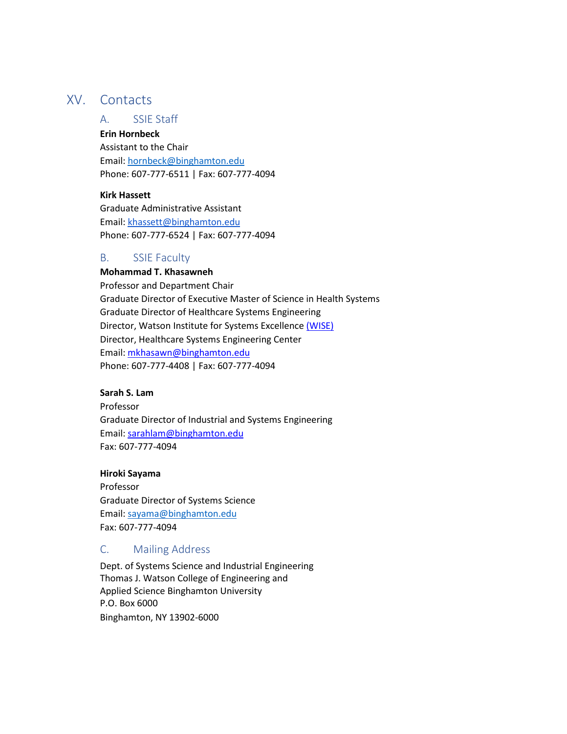# XV. Contacts

## A. SSIE Staff

**Erin Hornbeck**
Assistant to the Chair
Email: hornbeck@binghamton.edu
Phone: 607-777-6511 | Fax: 607-777-4094

**Kirk Hassett**
Graduate Administrative Assistant
Email: khassett@binghamton.edu
Phone: 607-777-6524 | Fax: 607-777-4094

## B. SSIE Faculty

**Mohammad T. Khasawneh**
Professor and Department Chair
Graduate Director of Executive Master of Science in Health Systems
Graduate Director of Healthcare Systems Engineering
Director, Watson Institute for Systems Excellence (WISE)
Director, Healthcare Systems Engineering Center
Email: mkhasawn@binghamton.edu
Phone: 607-777-4408 | Fax: 607-777-4094

**Sarah S. Lam**
Professor
Graduate Director of Industrial and Systems Engineering
Email: sarahlam@binghamton.edu
Fax: 607-777-4094

**Hiroki Sayama**
Professor
Graduate Director of Systems Science
Email: sayama@binghamton.edu
Fax: 607-777-4094

## C. Mailing Address

Dept. of Systems Science and Industrial Engineering
Thomas J. Watson College of Engineering and
Applied Science Binghamton University
P.O. Box 6000
Binghamton, NY 13902-6000